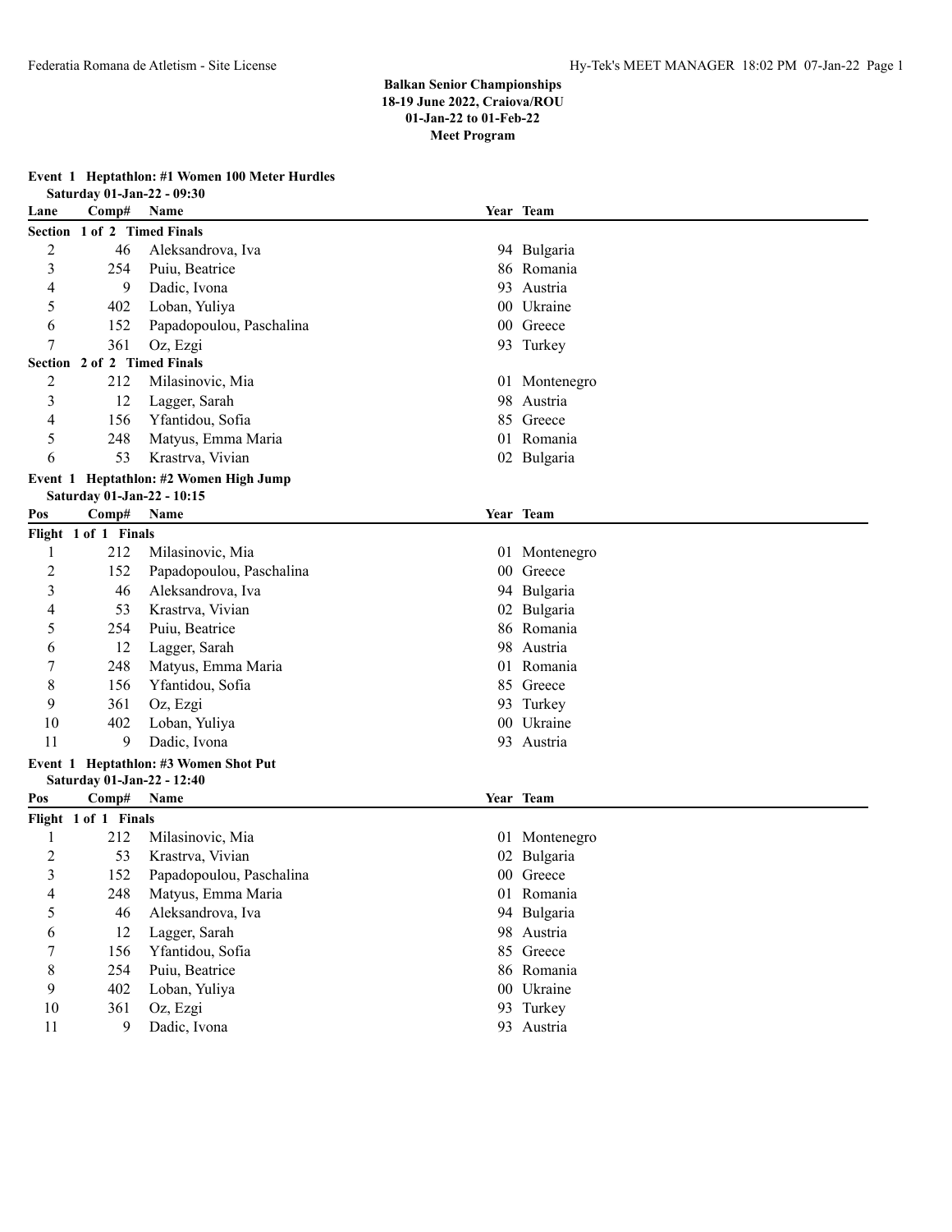**Balkan Senior Championships**
**18-19 June 2022, Craiova/ROU**
**01-Jan-22 to 01-Feb-22**
**Meet Program**

**Event 1 Heptathlon: #1 Women 100 Meter Hurdles**
**Saturday 01-Jan-22 - 09:30**

| Lane | Comp# | Name | Year | Team |
|---|---|---|---|---|
| **Section 1 of 2 Timed Finals** | | | | |
| 2 | 46 | Aleksandrova, Iva | 94 | Bulgaria |
| 3 | 254 | Puiu, Beatrice | 86 | Romania |
| 4 | 9 | Dadic, Ivona | 93 | Austria |
| 5 | 402 | Loban, Yuliya | 00 | Ukraine |
| 6 | 152 | Papadopoulou, Paschalina | 00 | Greece |
| 7 | 361 | Oz, Ezgi | 93 | Turkey |
| **Section 2 of 2 Timed Finals** | | | | |
| 2 | 212 | Milasinovic, Mia | 01 | Montenegro |
| 3 | 12 | Lagger, Sarah | 98 | Austria |
| 4 | 156 | Yfantidou, Sofia | 85 | Greece |
| 5 | 248 | Matyus, Emma Maria | 01 | Romania |
| 6 | 53 | Krastrva, Vivian | 02 | Bulgaria |

**Event 1 Heptathlon: #2 Women High Jump**
**Saturday 01-Jan-22 - 10:15**

| Pos | Comp# | Name | Year | Team |
|---|---|---|---|---|
| **Flight 1 of 1 Finals** | | | | |
| 1 | 212 | Milasinovic, Mia | 01 | Montenegro |
| 2 | 152 | Papadopoulou, Paschalina | 00 | Greece |
| 3 | 46 | Aleksandrova, Iva | 94 | Bulgaria |
| 4 | 53 | Krastrva, Vivian | 02 | Bulgaria |
| 5 | 254 | Puiu, Beatrice | 86 | Romania |
| 6 | 12 | Lagger, Sarah | 98 | Austria |
| 7 | 248 | Matyus, Emma Maria | 01 | Romania |
| 8 | 156 | Yfantidou, Sofia | 85 | Greece |
| 9 | 361 | Oz, Ezgi | 93 | Turkey |
| 10 | 402 | Loban, Yuliya | 00 | Ukraine |
| 11 | 9 | Dadic, Ivona | 93 | Austria |

**Event 1 Heptathlon: #3 Women Shot Put**
**Saturday 01-Jan-22 - 12:40**

| Pos | Comp# | Name | Year | Team |
|---|---|---|---|---|
| **Flight 1 of 1 Finals** | | | | |
| 1 | 212 | Milasinovic, Mia | 01 | Montenegro |
| 2 | 53 | Krastrva, Vivian | 02 | Bulgaria |
| 3 | 152 | Papadopoulou, Paschalina | 00 | Greece |
| 4 | 248 | Matyus, Emma Maria | 01 | Romania |
| 5 | 46 | Aleksandrova, Iva | 94 | Bulgaria |
| 6 | 12 | Lagger, Sarah | 98 | Austria |
| 7 | 156 | Yfantidou, Sofia | 85 | Greece |
| 8 | 254 | Puiu, Beatrice | 86 | Romania |
| 9 | 402 | Loban, Yuliya | 00 | Ukraine |
| 10 | 361 | Oz, Ezgi | 93 | Turkey |
| 11 | 9 | Dadic, Ivona | 93 | Austria |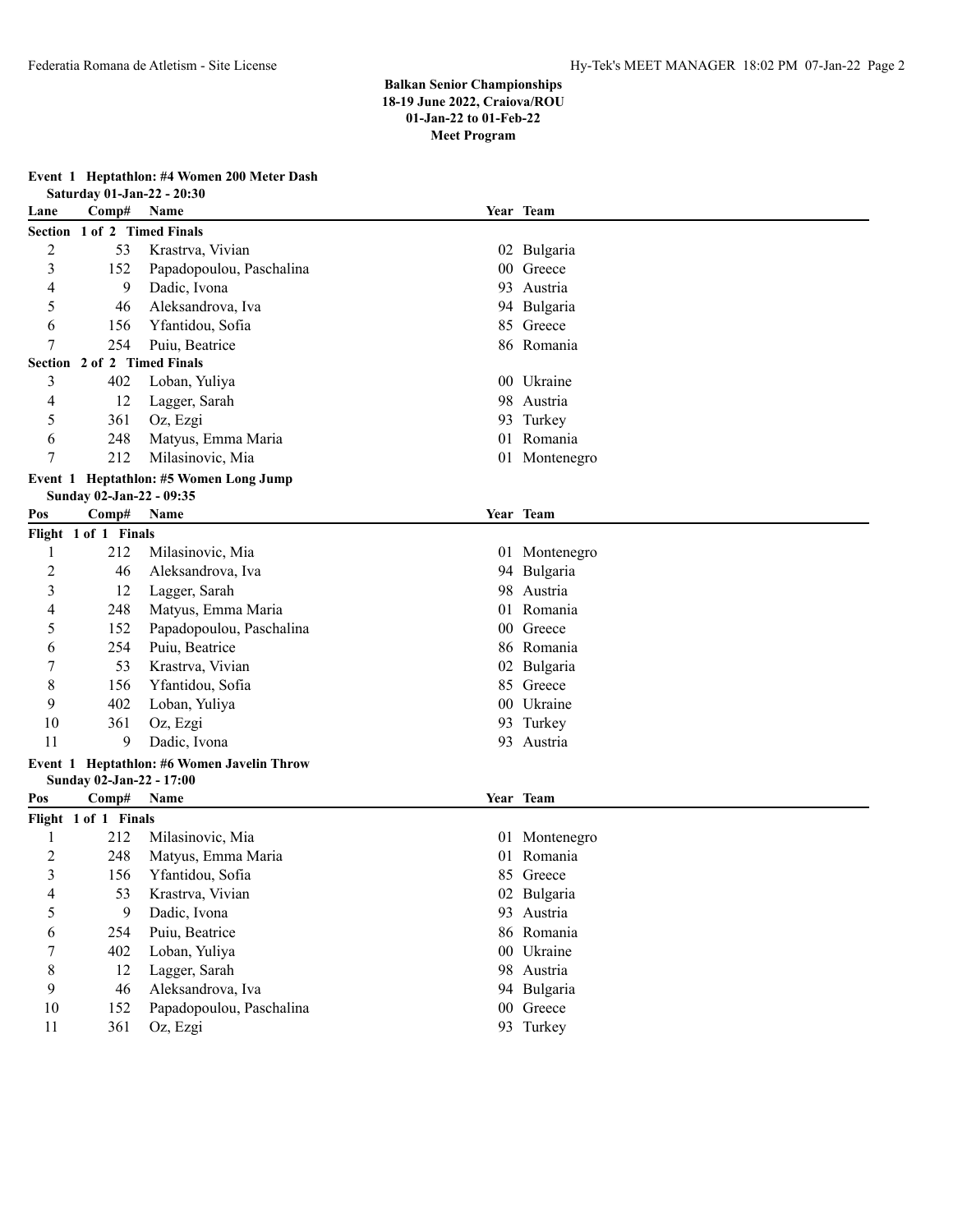**Balkan Senior Championships**
**18-19 June 2022, Craiova/ROU**
**01-Jan-22 to 01-Feb-22**
**Meet Program**

### Event 1 Heptathlon: #4 Women 200 Meter Dash

Saturday 01-Jan-22 - 20:30

| Lane | Comp# | Name | Year | Team |
|---|---|---|---|---|
| **Section 1 of 2 Timed Finals** | | | | |
| 2 | 53 | Krastrva, Vivian | 02 | Bulgaria |
| 3 | 152 | Papadopoulou, Paschalina | 00 | Greece |
| 4 | 9 | Dadic, Ivona | 93 | Austria |
| 5 | 46 | Aleksandrova, Iva | 94 | Bulgaria |
| 6 | 156 | Yfantidou, Sofia | 85 | Greece |
| 7 | 254 | Puiu, Beatrice | 86 | Romania |
| **Section 2 of 2 Timed Finals** | | | | |
| 3 | 402 | Loban, Yuliya | 00 | Ukraine |
| 4 | 12 | Lagger, Sarah | 98 | Austria |
| 5 | 361 | Oz, Ezgi | 93 | Turkey |
| 6 | 248 | Matyus, Emma Maria | 01 | Romania |
| 7 | 212 | Milasinovic, Mia | 01 | Montenegro |

### Event 1 Heptathlon: #5 Women Long Jump

Sunday 02-Jan-22 - 09:35

| Pos | Comp# | Name | Year | Team |
|---|---|---|---|---|
| **Flight 1 of 1 Finals** | | | | |
| 1 | 212 | Milasinovic, Mia | 01 | Montenegro |
| 2 | 46 | Aleksandrova, Iva | 94 | Bulgaria |
| 3 | 12 | Lagger, Sarah | 98 | Austria |
| 4 | 248 | Matyus, Emma Maria | 01 | Romania |
| 5 | 152 | Papadopoulou, Paschalina | 00 | Greece |
| 6 | 254 | Puiu, Beatrice | 86 | Romania |
| 7 | 53 | Krastrva, Vivian | 02 | Bulgaria |
| 8 | 156 | Yfantidou, Sofia | 85 | Greece |
| 9 | 402 | Loban, Yuliya | 00 | Ukraine |
| 10 | 361 | Oz, Ezgi | 93 | Turkey |
| 11 | 9 | Dadic, Ivona | 93 | Austria |

### Event 1 Heptathlon: #6 Women Javelin Throw

Sunday 02-Jan-22 - 17:00

| Pos | Comp# | Name | Year | Team |
|---|---|---|---|---|
| **Flight 1 of 1 Finals** | | | | |
| 1 | 212 | Milasinovic, Mia | 01 | Montenegro |
| 2 | 248 | Matyus, Emma Maria | 01 | Romania |
| 3 | 156 | Yfantidou, Sofia | 85 | Greece |
| 4 | 53 | Krastrva, Vivian | 02 | Bulgaria |
| 5 | 9 | Dadic, Ivona | 93 | Austria |
| 6 | 254 | Puiu, Beatrice | 86 | Romania |
| 7 | 402 | Loban, Yuliya | 00 | Ukraine |
| 8 | 12 | Lagger, Sarah | 98 | Austria |
| 9 | 46 | Aleksandrova, Iva | 94 | Bulgaria |
| 10 | 152 | Papadopoulou, Paschalina | 00 | Greece |
| 11 | 361 | Oz, Ezgi | 93 | Turkey |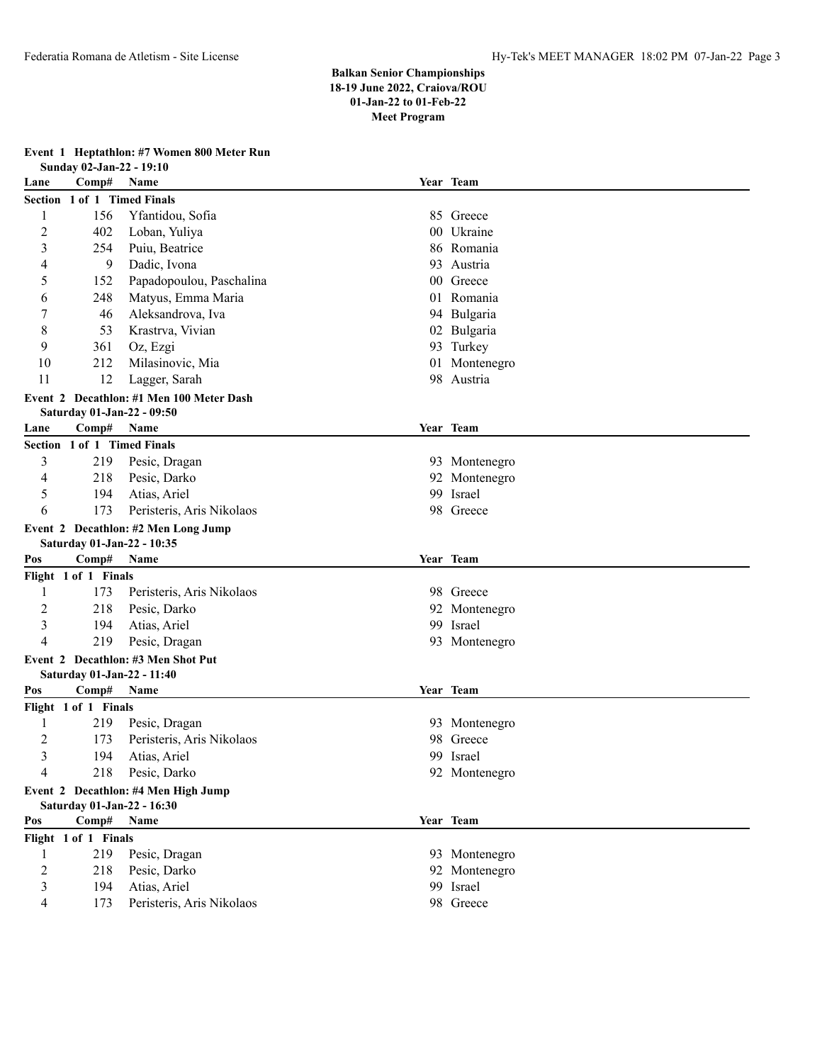**Balkan Senior Championships**
**18-19 June 2022, Craiova/ROU**
**01-Jan-22 to 01-Feb-22**
**Meet Program**

### Event 1 Heptathlon: #7 Women 800 Meter Run

Sunday 02-Jan-22 - 19:10

| Lane | Comp# | Name | Year | Team |
|---|---|---|---|---|
| **Section 1 of 1 Timed Finals** | | | | |
| 1 | 156 | Yfantidou, Sofia | 85 | Greece |
| 2 | 402 | Loban, Yuliya | 00 | Ukraine |
| 3 | 254 | Puiu, Beatrice | 86 | Romania |
| 4 | 9 | Dadic, Ivona | 93 | Austria |
| 5 | 152 | Papadopoulou, Paschalina | 00 | Greece |
| 6 | 248 | Matyus, Emma Maria | 01 | Romania |
| 7 | 46 | Aleksandrova, Iva | 94 | Bulgaria |
| 8 | 53 | Krastrva, Vivian | 02 | Bulgaria |
| 9 | 361 | Oz, Ezgi | 93 | Turkey |
| 10 | 212 | Milasinovic, Mia | 01 | Montenegro |
| 11 | 12 | Lagger, Sarah | 98 | Austria |

### Event 2 Decathlon: #1 Men 100 Meter Dash

Saturday 01-Jan-22 - 09:50

| Lane | Comp# | Name | Year | Team |
|---|---|---|---|---|
| **Section 1 of 1 Timed Finals** | | | | |
| 3 | 219 | Pesic, Dragan | 93 | Montenegro |
| 4 | 218 | Pesic, Darko | 92 | Montenegro |
| 5 | 194 | Atias, Ariel | 99 | Israel |
| 6 | 173 | Peristeris, Aris Nikolaos | 98 | Greece |

### Event 2 Decathlon: #2 Men Long Jump

Saturday 01-Jan-22 - 10:35

| Pos | Comp# | Name | Year | Team |
|---|---|---|---|---|
| **Flight 1 of 1 Finals** | | | | |
| 1 | 173 | Peristeris, Aris Nikolaos | 98 | Greece |
| 2 | 218 | Pesic, Darko | 92 | Montenegro |
| 3 | 194 | Atias, Ariel | 99 | Israel |
| 4 | 219 | Pesic, Dragan | 93 | Montenegro |

### Event 2 Decathlon: #3 Men Shot Put

Saturday 01-Jan-22 - 11:40

| Pos | Comp# | Name | Year | Team |
|---|---|---|---|---|
| **Flight 1 of 1 Finals** | | | | |
| 1 | 219 | Pesic, Dragan | 93 | Montenegro |
| 2 | 173 | Peristeris, Aris Nikolaos | 98 | Greece |
| 3 | 194 | Atias, Ariel | 99 | Israel |
| 4 | 218 | Pesic, Darko | 92 | Montenegro |

### Event 2 Decathlon: #4 Men High Jump

Saturday 01-Jan-22 - 16:30

| Pos | Comp# | Name | Year | Team |
|---|---|---|---|---|
| **Flight 1 of 1 Finals** | | | | |
| 1 | 219 | Pesic, Dragan | 93 | Montenegro |
| 2 | 218 | Pesic, Darko | 92 | Montenegro |
| 3 | 194 | Atias, Ariel | 99 | Israel |
| 4 | 173 | Peristeris, Aris Nikolaos | 98 | Greece |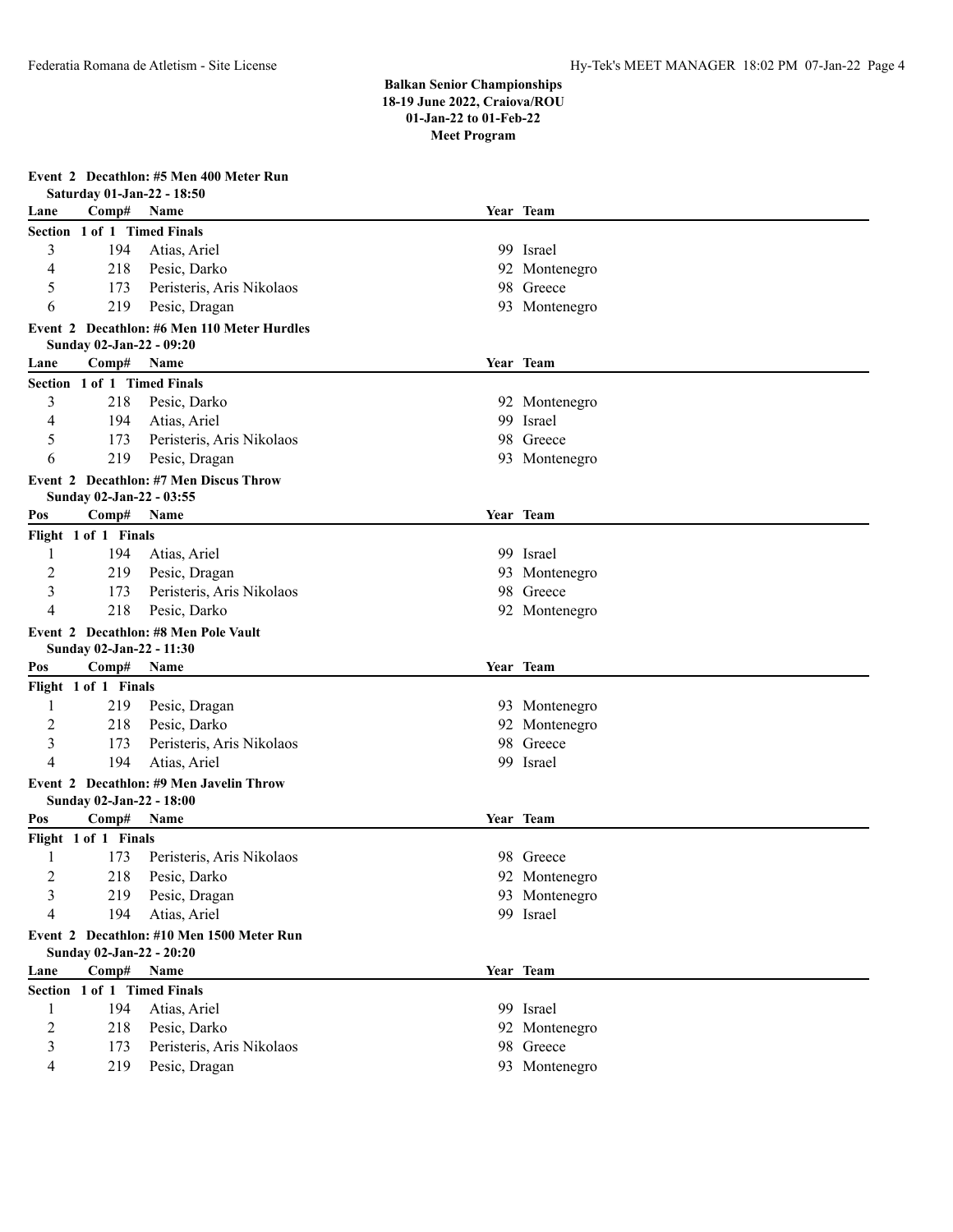**Balkan Senior Championships**
**18-19 June 2022, Craiova/ROU**
**01-Jan-22 to 01-Feb-22**
**Meet Program**

### Event 2 Decathlon: #5 Men 400 Meter Run

Saturday 01-Jan-22 - 18:50

| Lane | Comp# | Name | Year | Team |
|---|---|---|---|---|
| **Section 1 of 1 Timed Finals** | | | | |
| 3 | 194 | Atias, Ariel | 99 | Israel |
| 4 | 218 | Pesic, Darko | 92 | Montenegro |
| 5 | 173 | Peristeris, Aris Nikolaos | 98 | Greece |
| 6 | 219 | Pesic, Dragan | 93 | Montenegro |

### Event 2 Decathlon: #6 Men 110 Meter Hurdles

Sunday 02-Jan-22 - 09:20

| Lane | Comp# | Name | Year | Team |
|---|---|---|---|---|
| **Section 1 of 1 Timed Finals** | | | | |
| 3 | 218 | Pesic, Darko | 92 | Montenegro |
| 4 | 194 | Atias, Ariel | 99 | Israel |
| 5 | 173 | Peristeris, Aris Nikolaos | 98 | Greece |
| 6 | 219 | Pesic, Dragan | 93 | Montenegro |

### Event 2 Decathlon: #7 Men Discus Throw

Sunday 02-Jan-22 - 03:55

| Pos | Comp# | Name | Year | Team |
|---|---|---|---|---|
| **Flight 1 of 1 Finals** | | | | |
| 1 | 194 | Atias, Ariel | 99 | Israel |
| 2 | 219 | Pesic, Dragan | 93 | Montenegro |
| 3 | 173 | Peristeris, Aris Nikolaos | 98 | Greece |
| 4 | 218 | Pesic, Darko | 92 | Montenegro |

### Event 2 Decathlon: #8 Men Pole Vault

Sunday 02-Jan-22 - 11:30

| Pos | Comp# | Name | Year | Team |
|---|---|---|---|---|
| **Flight 1 of 1 Finals** | | | | |
| 1 | 219 | Pesic, Dragan | 93 | Montenegro |
| 2 | 218 | Pesic, Darko | 92 | Montenegro |
| 3 | 173 | Peristeris, Aris Nikolaos | 98 | Greece |
| 4 | 194 | Atias, Ariel | 99 | Israel |

### Event 2 Decathlon: #9 Men Javelin Throw

Sunday 02-Jan-22 - 18:00

| Pos | Comp# | Name | Year | Team |
|---|---|---|---|---|
| **Flight 1 of 1 Finals** | | | | |
| 1 | 173 | Peristeris, Aris Nikolaos | 98 | Greece |
| 2 | 218 | Pesic, Darko | 92 | Montenegro |
| 3 | 219 | Pesic, Dragan | 93 | Montenegro |
| 4 | 194 | Atias, Ariel | 99 | Israel |

### Event 2 Decathlon: #10 Men 1500 Meter Run

Sunday 02-Jan-22 - 20:20

| Lane | Comp# | Name | Year | Team |
|---|---|---|---|---|
| **Section 1 of 1 Timed Finals** | | | | |
| 1 | 194 | Atias, Ariel | 99 | Israel |
| 2 | 218 | Pesic, Darko | 92 | Montenegro |
| 3 | 173 | Peristeris, Aris Nikolaos | 98 | Greece |
| 4 | 219 | Pesic, Dragan | 93 | Montenegro |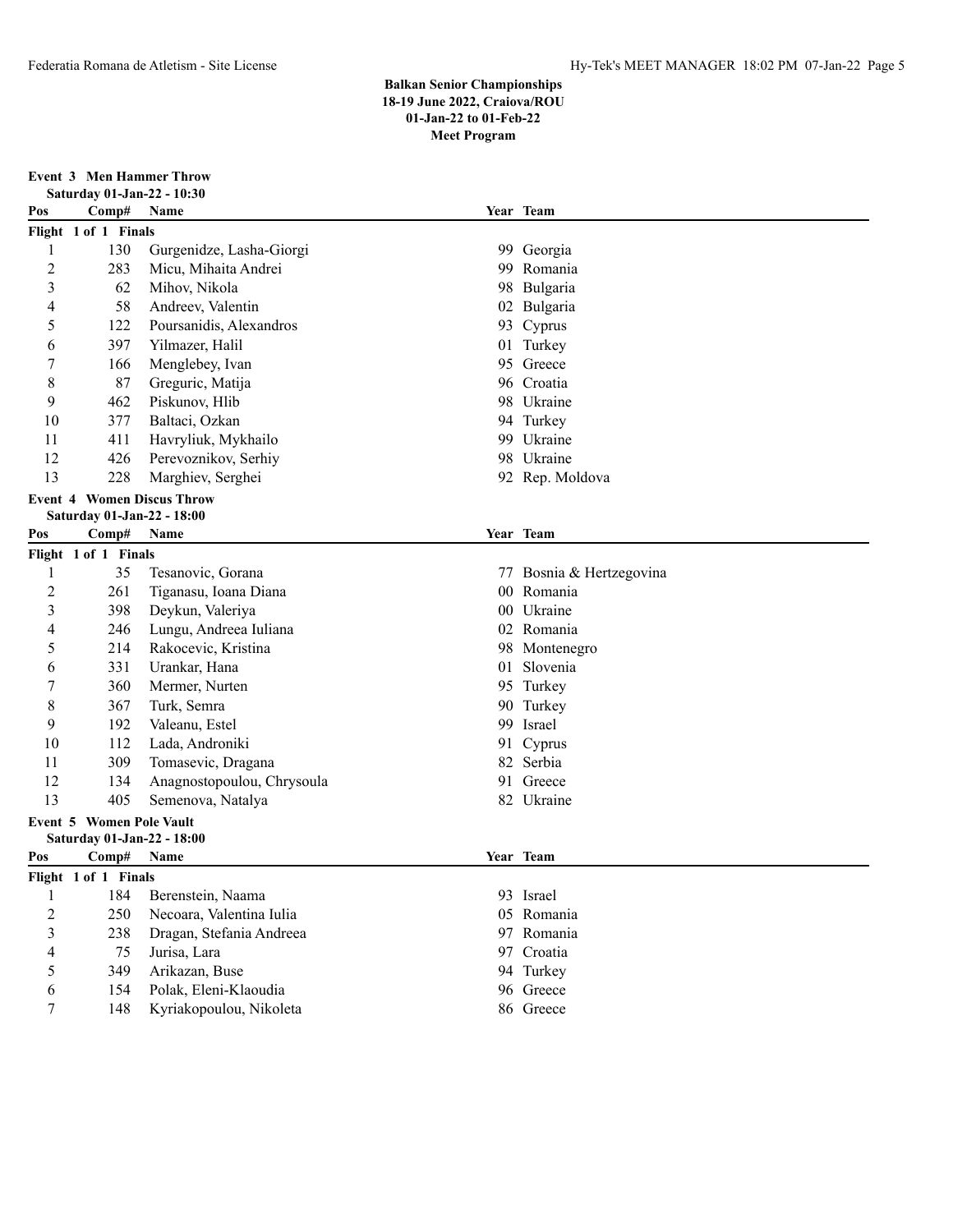**Balkan Senior Championships**
**18-19 June 2022, Craiova/ROU**
**01-Jan-22 to 01-Feb-22**
**Meet Program**

### Event 3 Men Hammer Throw

Saturday 01-Jan-22 - 10:30

| Pos | Comp# | Name | Year | Team |
|---|---|---|---|---|
| **Flight 1 of 1 Finals** | | | | |
| 1 | 130 | Gurgenidze, Lasha-Giorgi | 99 | Georgia |
| 2 | 283 | Micu, Mihaita Andrei | 99 | Romania |
| 3 | 62 | Mihov, Nikola | 98 | Bulgaria |
| 4 | 58 | Andreev, Valentin | 02 | Bulgaria |
| 5 | 122 | Poursanidis, Alexandros | 93 | Cyprus |
| 6 | 397 | Yilmazer, Halil | 01 | Turkey |
| 7 | 166 | Menglebey, Ivan | 95 | Greece |
| 8 | 87 | Greguric, Matija | 96 | Croatia |
| 9 | 462 | Piskunov, Hlib | 98 | Ukraine |
| 10 | 377 | Baltaci, Ozkan | 94 | Turkey |
| 11 | 411 | Havryliuk, Mykhailo | 99 | Ukraine |
| 12 | 426 | Perevoznikov, Serhiy | 98 | Ukraine |
| 13 | 228 | Marghiev, Serghei | 92 | Rep. Moldova |

### Event 4 Women Discus Throw

Saturday 01-Jan-22 - 18:00

| Pos | Comp# | Name | Year | Team |
|---|---|---|---|---|
| **Flight 1 of 1 Finals** | | | | |
| 1 | 35 | Tesanovic, Gorana | 77 | Bosnia & Hertzegovina |
| 2 | 261 | Tiganasu, Ioana Diana | 00 | Romania |
| 3 | 398 | Deykun, Valeriya | 00 | Ukraine |
| 4 | 246 | Lungu, Andreea Iuliana | 02 | Romania |
| 5 | 214 | Rakocevic, Kristina | 98 | Montenegro |
| 6 | 331 | Urankar, Hana | 01 | Slovenia |
| 7 | 360 | Mermer, Nurten | 95 | Turkey |
| 8 | 367 | Turk, Semra | 90 | Turkey |
| 9 | 192 | Valeanu, Estel | 99 | Israel |
| 10 | 112 | Lada, Androniki | 91 | Cyprus |
| 11 | 309 | Tomasevic, Dragana | 82 | Serbia |
| 12 | 134 | Anagnostopoulou, Chrysoula | 91 | Greece |
| 13 | 405 | Semenova, Natalya | 82 | Ukraine |

### Event 5 Women Pole Vault

Saturday 01-Jan-22 - 18:00

| Pos | Comp# | Name | Year | Team |
|---|---|---|---|---|
| **Flight 1 of 1 Finals** | | | | |
| 1 | 184 | Berenstein, Naama | 93 | Israel |
| 2 | 250 | Necoara, Valentina Iulia | 05 | Romania |
| 3 | 238 | Dragan, Stefania Andreea | 97 | Romania |
| 4 | 75 | Jurisa, Lara | 97 | Croatia |
| 5 | 349 | Arikazan, Buse | 94 | Turkey |
| 6 | 154 | Polak, Eleni-Klaoudia | 96 | Greece |
| 7 | 148 | Kyriakopoulou, Nikoleta | 86 | Greece |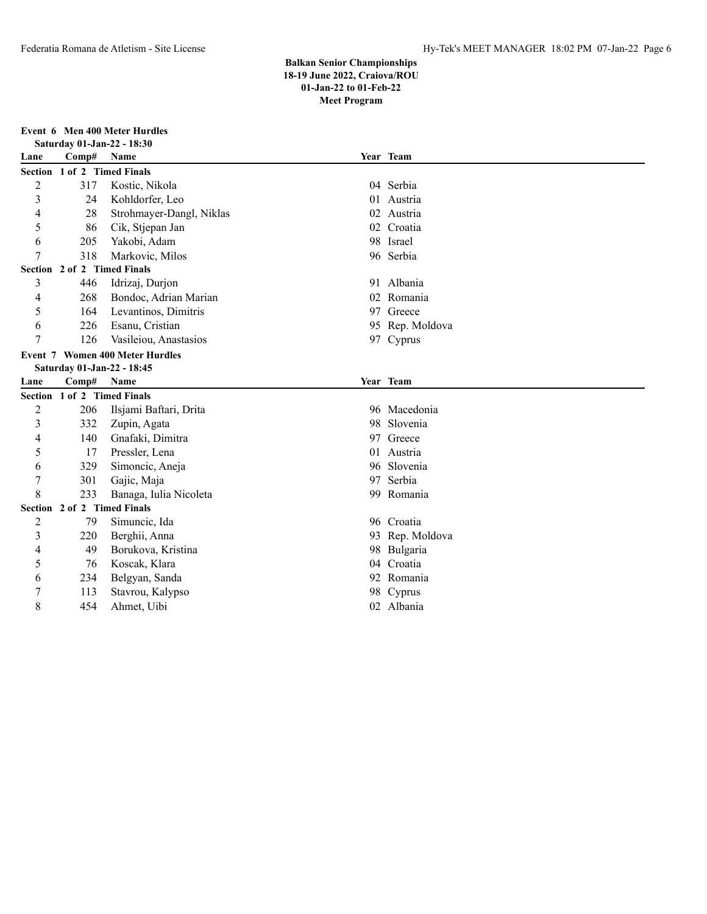**Balkan Senior Championships**
**18-19 June 2022, Craiova/ROU**
**01-Jan-22 to 01-Feb-22**
**Meet Program**

## Event 6 Men 400 Meter Hurdles

**Saturday 01-Jan-22 - 18:30**

| Lane | Comp# | Name | Year | Team |
|---|---|---|---|---|
| **Section 1 of 2 Timed Finals** | | | | |
| 2 | 317 | Kostic, Nikola | 04 | Serbia |
| 3 | 24 | Kohldorfer, Leo | 01 | Austria |
| 4 | 28 | Strohmayer-Dangl, Niklas | 02 | Austria |
| 5 | 86 | Cik, Stjepan Jan | 02 | Croatia |
| 6 | 205 | Yakobi, Adam | 98 | Israel |
| 7 | 318 | Markovic, Milos | 96 | Serbia |
| **Section 2 of 2 Timed Finals** | | | | |
| 3 | 446 | Idrizaj, Durjon | 91 | Albania |
| 4 | 268 | Bondoc, Adrian Marian | 02 | Romania |
| 5 | 164 | Levantinos, Dimitris | 97 | Greece |
| 6 | 226 | Esanu, Cristian | 95 | Rep. Moldova |
| 7 | 126 | Vasileiou, Anastasios | 97 | Cyprus |

## Event 7 Women 400 Meter Hurdles

**Saturday 01-Jan-22 - 18:45**

| Lane | Comp# | Name | Year | Team |
|---|---|---|---|---|
| **Section 1 of 2 Timed Finals** | | | | |
| 2 | 206 | Ilsjami Baftari, Drita | 96 | Macedonia |
| 3 | 332 | Zupin, Agata | 98 | Slovenia |
| 4 | 140 | Gnafaki, Dimitra | 97 | Greece |
| 5 | 17 | Pressler, Lena | 01 | Austria |
| 6 | 329 | Simoncic, Aneja | 96 | Slovenia |
| 7 | 301 | Gajic, Maja | 97 | Serbia |
| 8 | 233 | Banaga, Iulia Nicoleta | 99 | Romania |
| **Section 2 of 2 Timed Finals** | | | | |
| 2 | 79 | Simuncic, Ida | 96 | Croatia |
| 3 | 220 | Berghii, Anna | 93 | Rep. Moldova |
| 4 | 49 | Borukova, Kristina | 98 | Bulgaria |
| 5 | 76 | Koscak, Klara | 04 | Croatia |
| 6 | 234 | Belgyan, Sanda | 92 | Romania |
| 7 | 113 | Stavrou, Kalypso | 98 | Cyprus |
| 8 | 454 | Ahmet, Uibi | 02 | Albania |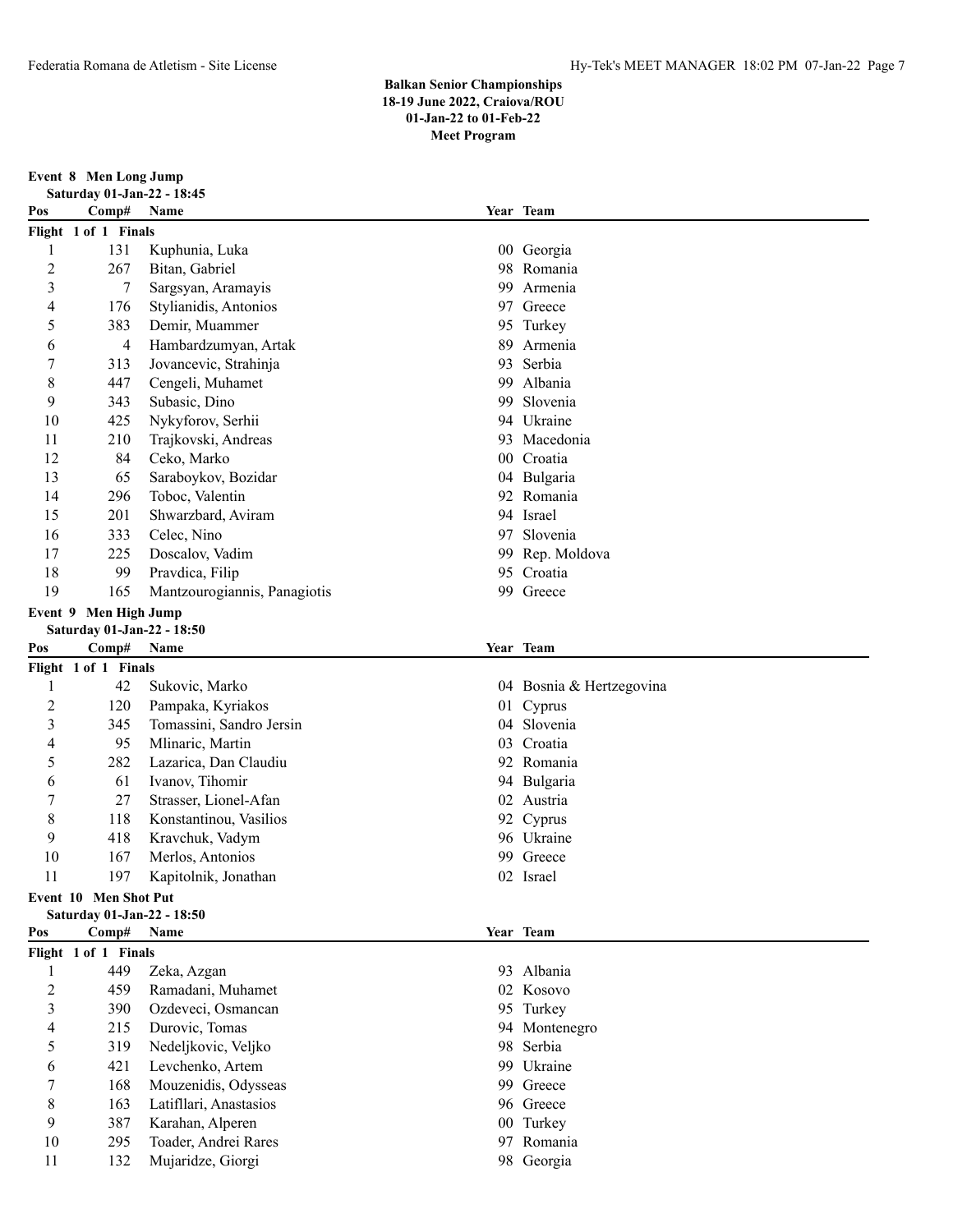**Balkan Senior Championships**
**18-19 June 2022, Craiova/ROU**
**01-Jan-22 to 01-Feb-22**
**Meet Program**

### Event 8 Men Long Jump

**Saturday 01-Jan-22 - 18:45**

| Pos | Comp# | Name | Year | Team |
|---|---|---|---|---|
| **Flight 1 of 1 Finals** | | | | |
| 1 | 131 | Kuphunia, Luka | 00 | Georgia |
| 2 | 267 | Bitan, Gabriel | 98 | Romania |
| 3 | 7 | Sargsyan, Aramayis | 99 | Armenia |
| 4 | 176 | Stylianidis, Antonios | 97 | Greece |
| 5 | 383 | Demir, Muammer | 95 | Turkey |
| 6 | 4 | Hambardzumyan, Artak | 89 | Armenia |
| 7 | 313 | Jovancevic, Strahinja | 93 | Serbia |
| 8 | 447 | Cengeli, Muhamet | 99 | Albania |
| 9 | 343 | Subasic, Dino | 99 | Slovenia |
| 10 | 425 | Nykyforov, Serhii | 94 | Ukraine |
| 11 | 210 | Trajkovski, Andreas | 93 | Macedonia |
| 12 | 84 | Ceko, Marko | 00 | Croatia |
| 13 | 65 | Saraboykov, Bozidar | 04 | Bulgaria |
| 14 | 296 | Toboc, Valentin | 92 | Romania |
| 15 | 201 | Shwarzbard, Aviram | 94 | Israel |
| 16 | 333 | Celec, Nino | 97 | Slovenia |
| 17 | 225 | Doscalov, Vadim | 99 | Rep. Moldova |
| 18 | 99 | Pravdica, Filip | 95 | Croatia |
| 19 | 165 | Mantzourogiannis, Panagiotis | 99 | Greece |

### Event 9 Men High Jump

**Saturday 01-Jan-22 - 18:50**

| Pos | Comp# | Name | Year | Team |
|---|---|---|---|---|
| **Flight 1 of 1 Finals** | | | | |
| 1 | 42 | Sukovic, Marko | 04 | Bosnia & Hertzegovina |
| 2 | 120 | Pampaka, Kyriakos | 01 | Cyprus |
| 3 | 345 | Tomassini, Sandro Jersin | 04 | Slovenia |
| 4 | 95 | Mlinaric, Martin | 03 | Croatia |
| 5 | 282 | Lazarica, Dan Claudiu | 92 | Romania |
| 6 | 61 | Ivanov, Tihomir | 94 | Bulgaria |
| 7 | 27 | Strasser, Lionel-Afan | 02 | Austria |
| 8 | 118 | Konstantinou, Vasilios | 92 | Cyprus |
| 9 | 418 | Kravchuk, Vadym | 96 | Ukraine |
| 10 | 167 | Merlos, Antonios | 99 | Greece |
| 11 | 197 | Kapitolnik, Jonathan | 02 | Israel |

### Event 10 Men Shot Put

**Saturday 01-Jan-22 - 18:50**

| Pos | Comp# | Name | Year | Team |
|---|---|---|---|---|
| **Flight 1 of 1 Finals** | | | | |
| 1 | 449 | Zeka, Azgan | 93 | Albania |
| 2 | 459 | Ramadani, Muhamet | 02 | Kosovo |
| 3 | 390 | Ozdeveci, Osmancan | 95 | Turkey |
| 4 | 215 | Durovic, Tomas | 94 | Montenegro |
| 5 | 319 | Nedeljkovic, Veljko | 98 | Serbia |
| 6 | 421 | Levchenko, Artem | 99 | Ukraine |
| 7 | 168 | Mouzenidis, Odysseas | 99 | Greece |
| 8 | 163 | Latifllari, Anastasios | 96 | Greece |
| 9 | 387 | Karahan, Alperen | 00 | Turkey |
| 10 | 295 | Toader, Andrei Rares | 97 | Romania |
| 11 | 132 | Mujaridze, Giorgi | 98 | Georgia |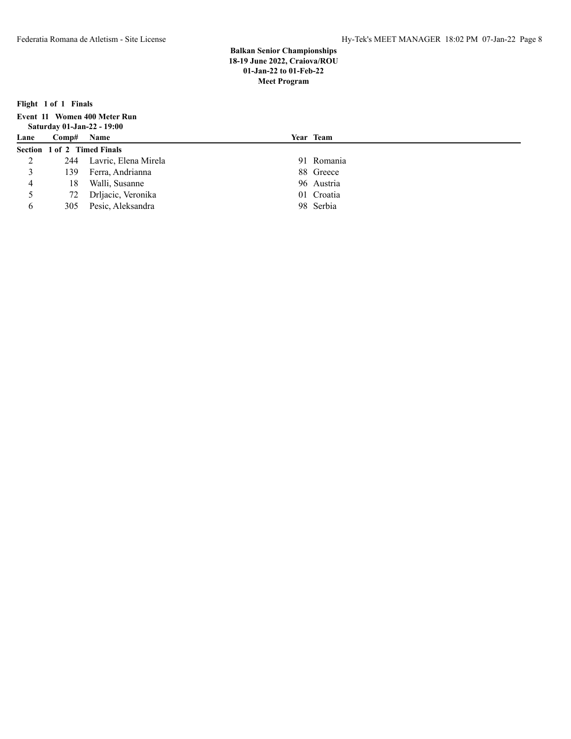**Balkan Senior Championships**
**18-19 June 2022, Craiova/ROU**
**01-Jan-22 to 01-Feb-22**
**Meet Program**

**Flight 1 of 1 Finals**

**Event 11 Women 400 Meter Run**
**Saturday 01-Jan-22 - 19:00**

| Lane | Comp# | Name | Year | Team |
|---|---|---|---|---|
| **Section 1 of 2 Timed Finals** | | | | |
| 2 | 244 | Lavric, Elena Mirela | 91 | Romania |
| 3 | 139 | Ferra, Andrianna | 88 | Greece |
| 4 | 18 | Walli, Susanne | 96 | Austria |
| 5 | 72 | Drljacic, Veronika | 01 | Croatia |
| 6 | 305 | Pesic, Aleksandra | 98 | Serbia |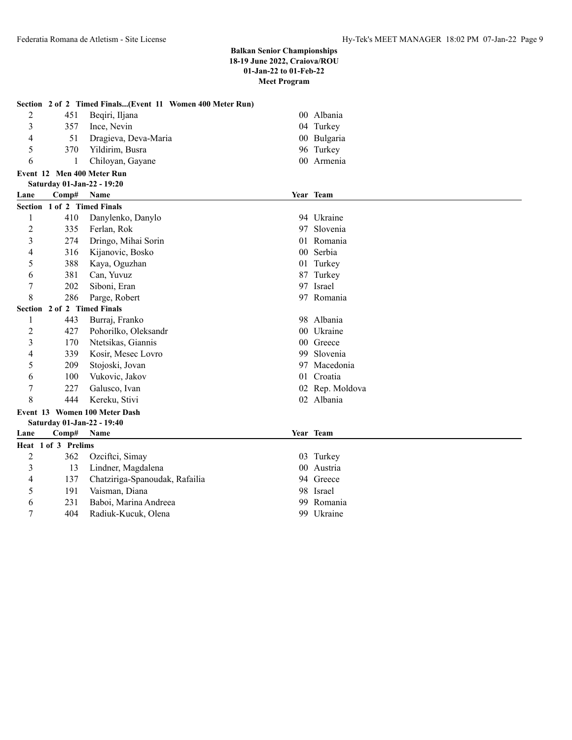**Section 2 of 2 Timed Finals...(Event 11 Women 400 Meter Run)**

| Lane | Comp# | Name | Year | Team |
|---|---|---|---|---|
| 2 | 451 | Beqiri, Iljana | 00 | Albania |
| 3 | 357 | Ince, Nevin | 04 | Turkey |
| 4 | 51 | Dragieva, Deva-Maria | 00 | Bulgaria |
| 5 | 370 | Yildirim, Busra | 96 | Turkey |
| 6 | 1 | Chiloyan, Gayane | 00 | Armenia |

## Event 12 Men 400 Meter Run

**Saturday 01-Jan-22 - 19:20**

| Lane | Comp# | Name | Year | Team |
|---|---|---|---|---|
| **Section 1 of 2 Timed Finals** | | | | |
| 1 | 410 | Danylenko, Danylo | 94 | Ukraine |
| 2 | 335 | Ferlan, Rok | 97 | Slovenia |
| 3 | 274 | Dringo, Mihai Sorin | 01 | Romania |
| 4 | 316 | Kijanovic, Bosko | 00 | Serbia |
| 5 | 388 | Kaya, Oguzhan | 01 | Turkey |
| 6 | 381 | Can, Yuvuz | 87 | Turkey |
| 7 | 202 | Siboni, Eran | 97 | Israel |
| 8 | 286 | Parge, Robert | 97 | Romania |
| **Section 2 of 2 Timed Finals** | | | | |
| 1 | 443 | Burraj, Franko | 98 | Albania |
| 2 | 427 | Pohorilko, Oleksandr | 00 | Ukraine |
| 3 | 170 | Ntetsikas, Giannis | 00 | Greece |
| 4 | 339 | Kosir, Mesec Lovro | 99 | Slovenia |
| 5 | 209 | Stojoski, Jovan | 97 | Macedonia |
| 6 | 100 | Vukovic, Jakov | 01 | Croatia |
| 7 | 227 | Galusco, Ivan | 02 | Rep. Moldova |
| 8 | 444 | Kereku, Stivi | 02 | Albania |

## Event 13 Women 100 Meter Dash

**Saturday 01-Jan-22 - 19:40**

| Lane | Comp# | Name | Year | Team |
|---|---|---|---|---|
| **Heat 1 of 3 Prelims** | | | | |
| 2 | 362 | Ozciftci, Simay | 03 | Turkey |
| 3 | 13 | Lindner, Magdalena | 00 | Austria |
| 4 | 137 | Chatziriga-Spanoudak, Rafailia | 94 | Greece |
| 5 | 191 | Vaisman, Diana | 98 | Israel |
| 6 | 231 | Baboi, Marina Andreea | 99 | Romania |
| 7 | 404 | Radiuk-Kucuk, Olena | 99 | Ukraine |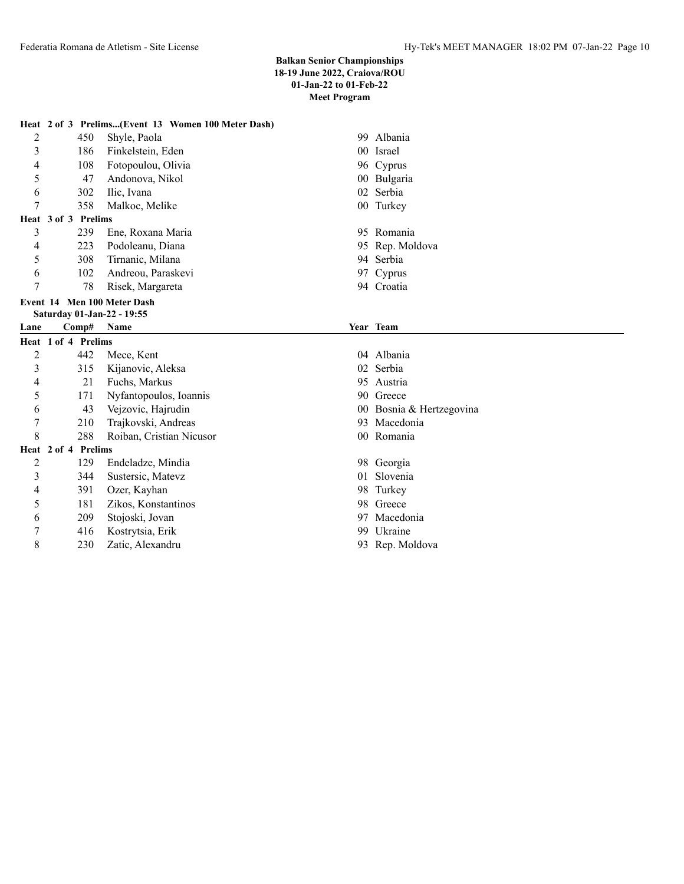**Balkan Senior Championships**
**18-19 June 2022, Craiova/ROU**
**01-Jan-22 to 01-Feb-22**
**Meet Program**

**Heat 2 of 3 Prelims...(Event 13 Women 100 Meter Dash)**

| Lane | Comp# | Name | Year | Team |
|---|---|---|---|---|
| 2 | 450 | Shyle, Paola | 99 | Albania |
| 3 | 186 | Finkelstein, Eden | 00 | Israel |
| 4 | 108 | Fotopoulou, Olivia | 96 | Cyprus |
| 5 | 47 | Andonova, Nikol | 00 | Bulgaria |
| 6 | 302 | Ilic, Ivana | 02 | Serbia |
| 7 | 358 | Malkoc, Melike | 00 | Turkey |
| **Heat 3 of 3 Prelims** | | | | |
| 3 | 239 | Ene, Roxana Maria | 95 | Romania |
| 4 | 223 | Podoleanu, Diana | 95 | Rep. Moldova |
| 5 | 308 | Tirnanic, Milana | 94 | Serbia |
| 6 | 102 | Andreou, Paraskevi | 97 | Cyprus |
| 7 | 78 | Risek, Margareta | 94 | Croatia |

**Event 14 Men 100 Meter Dash**
**Saturday 01-Jan-22 - 19:55**

| Lane | Comp# | Name | Year | Team |
|---|---|---|---|---|
| **Heat 1 of 4 Prelims** | | | | |
| 2 | 442 | Mece, Kent | 04 | Albania |
| 3 | 315 | Kijanovic, Aleksa | 02 | Serbia |
| 4 | 21 | Fuchs, Markus | 95 | Austria |
| 5 | 171 | Nyfantopoulos, Ioannis | 90 | Greece |
| 6 | 43 | Vejzovic, Hajrudin | 00 | Bosnia & Hertzegovina |
| 7 | 210 | Trajkovski, Andreas | 93 | Macedonia |
| 8 | 288 | Roiban, Cristian Nicusor | 00 | Romania |
| **Heat 2 of 4 Prelims** | | | | |
| 2 | 129 | Endeladze, Mindia | 98 | Georgia |
| 3 | 344 | Sustersic, Matevz | 01 | Slovenia |
| 4 | 391 | Ozer, Kayhan | 98 | Turkey |
| 5 | 181 | Zikos, Konstantinos | 98 | Greece |
| 6 | 209 | Stojoski, Jovan | 97 | Macedonia |
| 7 | 416 | Kostrytsia, Erik | 99 | Ukraine |
| 8 | 230 | Zatic, Alexandru | 93 | Rep. Moldova |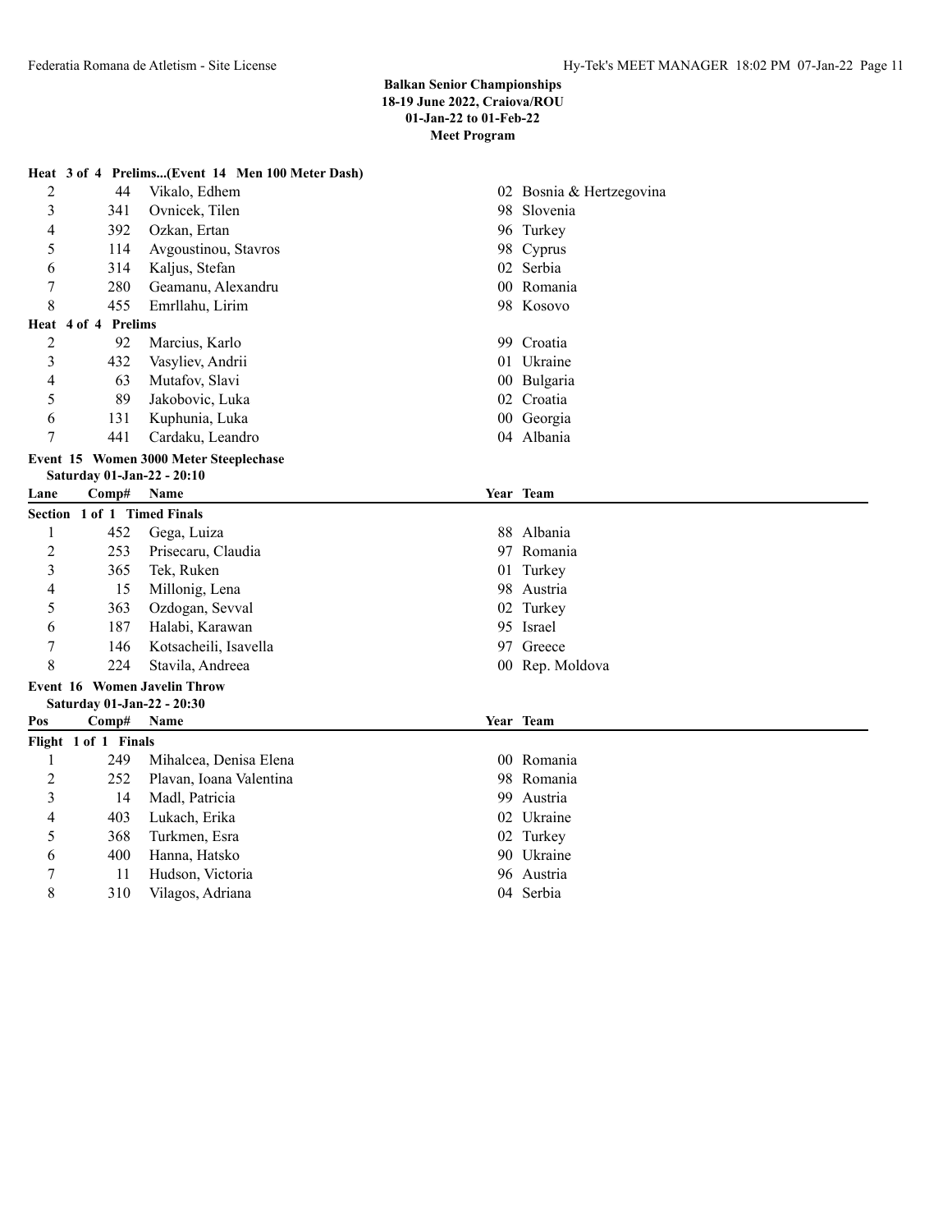**Balkan Senior Championships**
**18-19 June 2022, Craiova/ROU**
**01-Jan-22 to 01-Feb-22**
**Meet Program**

**Heat 3 of 4 Prelims...(Event 14 Men 100 Meter Dash)**

| Lane | Comp# | Name | Year | Team |
|---|---|---|---|---|
| 2 | 44 | Vikalo, Edhem | 02 | Bosnia & Hertzegovina |
| 3 | 341 | Ovnicek, Tilen | 98 | Slovenia |
| 4 | 392 | Ozkan, Ertan | 96 | Turkey |
| 5 | 114 | Avgoustinou, Stavros | 98 | Cyprus |
| 6 | 314 | Kaljus, Stefan | 02 | Serbia |
| 7 | 280 | Geamanu, Alexandru | 00 | Romania |
| 8 | 455 | Emrllahu, Lirim | 98 | Kosovo |

**Heat 4 of 4 Prelims**

| Lane | Comp# | Name | Year | Team |
|---|---|---|---|---|
| 2 | 92 | Marcius, Karlo | 99 | Croatia |
| 3 | 432 | Vasyliev, Andrii | 01 | Ukraine |
| 4 | 63 | Mutafov, Slavi | 00 | Bulgaria |
| 5 | 89 | Jakobovic, Luka | 02 | Croatia |
| 6 | 131 | Kuphunia, Luka | 00 | Georgia |
| 7 | 441 | Cardaku, Leandro | 04 | Albania |

**Event 15 Women 3000 Meter Steeplechase**
**Saturday 01-Jan-22 - 20:10**

| Lane | Comp# | Name | Year | Team |
|---|---|---|---|---|
| **Section 1 of 1 Timed Finals** | | | | |
| 1 | 452 | Gega, Luiza | 88 | Albania |
| 2 | 253 | Prisecaru, Claudia | 97 | Romania |
| 3 | 365 | Tek, Ruken | 01 | Turkey |
| 4 | 15 | Millonig, Lena | 98 | Austria |
| 5 | 363 | Ozdogan, Sevval | 02 | Turkey |
| 6 | 187 | Halabi, Karawan | 95 | Israel |
| 7 | 146 | Kotsacheili, Isavella | 97 | Greece |
| 8 | 224 | Stavila, Andreea | 00 | Rep. Moldova |

**Event 16 Women Javelin Throw**
**Saturday 01-Jan-22 - 20:30**

| Pos | Comp# | Name | Year | Team |
|---|---|---|---|---|
| **Flight 1 of 1 Finals** | | | | |
| 1 | 249 | Mihalcea, Denisa Elena | 00 | Romania |
| 2 | 252 | Plavan, Ioana Valentina | 98 | Romania |
| 3 | 14 | Madl, Patricia | 99 | Austria |
| 4 | 403 | Lukach, Erika | 02 | Ukraine |
| 5 | 368 | Turkmen, Esra | 02 | Turkey |
| 6 | 400 | Hanna, Hatsko | 90 | Ukraine |
| 7 | 11 | Hudson, Victoria | 96 | Austria |
| 8 | 310 | Vilagos, Adriana | 04 | Serbia |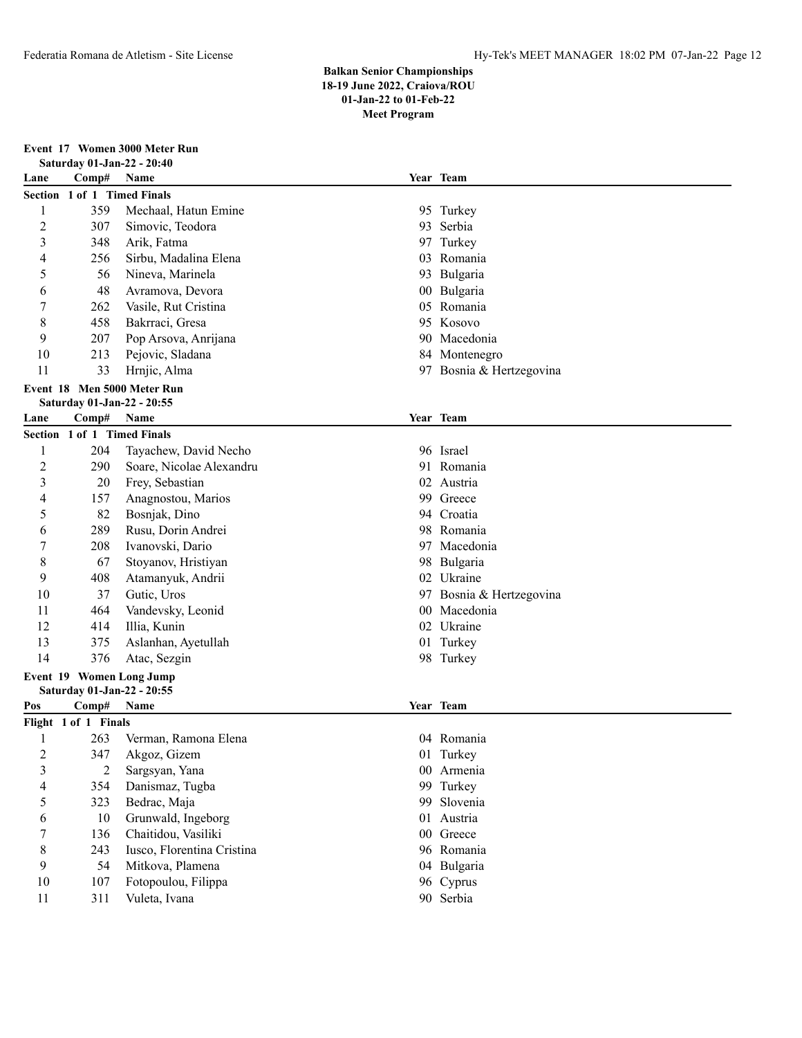## Balkan Senior Championships
**18-19 June 2022, Craiova/ROU**
**01-Jan-22 to 01-Feb-22**
**Meet Program**

### Event 17 Women 3000 Meter Run
**Saturday 01-Jan-22 - 20:40**

| Lane | Comp# | Name | Year | Team |
|---|---|---|---|---|
| **Section 1 of 1 Timed Finals** | | | | |
| 1 | 359 | Mechaal, Hatun Emine | 95 | Turkey |
| 2 | 307 | Simovic, Teodora | 93 | Serbia |
| 3 | 348 | Arik, Fatma | 97 | Turkey |
| 4 | 256 | Sirbu, Madalina Elena | 03 | Romania |
| 5 | 56 | Nineva, Marinela | 93 | Bulgaria |
| 6 | 48 | Avramova, Devora | 00 | Bulgaria |
| 7 | 262 | Vasile, Rut Cristina | 05 | Romania |
| 8 | 458 | Bakrraci, Gresa | 95 | Kosovo |
| 9 | 207 | Pop Arsova, Anrijana | 90 | Macedonia |
| 10 | 213 | Pejovic, Sladana | 84 | Montenegro |
| 11 | 33 | Hrnjic, Alma | 97 | Bosnia & Hertzegovina |

### Event 18 Men 5000 Meter Run
**Saturday 01-Jan-22 - 20:55**

| Lane | Comp# | Name | Year | Team |
|---|---|---|---|---|
| **Section 1 of 1 Timed Finals** | | | | |
| 1 | 204 | Tayachew, David Necho | 96 | Israel |
| 2 | 290 | Soare, Nicolae Alexandru | 91 | Romania |
| 3 | 20 | Frey, Sebastian | 02 | Austria |
| 4 | 157 | Anagnostou, Marios | 99 | Greece |
| 5 | 82 | Bosnjak, Dino | 94 | Croatia |
| 6 | 289 | Rusu, Dorin Andrei | 98 | Romania |
| 7 | 208 | Ivanovski, Dario | 97 | Macedonia |
| 8 | 67 | Stoyanov, Hristiyan | 98 | Bulgaria |
| 9 | 408 | Atamanyuk, Andrii | 02 | Ukraine |
| 10 | 37 | Gutic, Uros | 97 | Bosnia & Hertzegovina |
| 11 | 464 | Vandevsky, Leonid | 00 | Macedonia |
| 12 | 414 | Illia, Kunin | 02 | Ukraine |
| 13 | 375 | Aslanhan, Ayetullah | 01 | Turkey |
| 14 | 376 | Atac, Sezgin | 98 | Turkey |

### Event 19 Women Long Jump
**Saturday 01-Jan-22 - 20:55**

| Pos | Comp# | Name | Year | Team |
|---|---|---|---|---|
| **Flight 1 of 1 Finals** | | | | |
| 1 | 263 | Verman, Ramona Elena | 04 | Romania |
| 2 | 347 | Akgoz, Gizem | 01 | Turkey |
| 3 | 2 | Sargsyan, Yana | 00 | Armenia |
| 4 | 354 | Danismaz, Tugba | 99 | Turkey |
| 5 | 323 | Bedrac, Maja | 99 | Slovenia |
| 6 | 10 | Grunwald, Ingeborg | 01 | Austria |
| 7 | 136 | Chaitidou, Vasiliki | 00 | Greece |
| 8 | 243 | Iusco, Florentina Cristina | 96 | Romania |
| 9 | 54 | Mitkova, Plamena | 04 | Bulgaria |
| 10 | 107 | Fotopoulou, Filippa | 96 | Cyprus |
| 11 | 311 | Vuleta, Ivana | 90 | Serbia |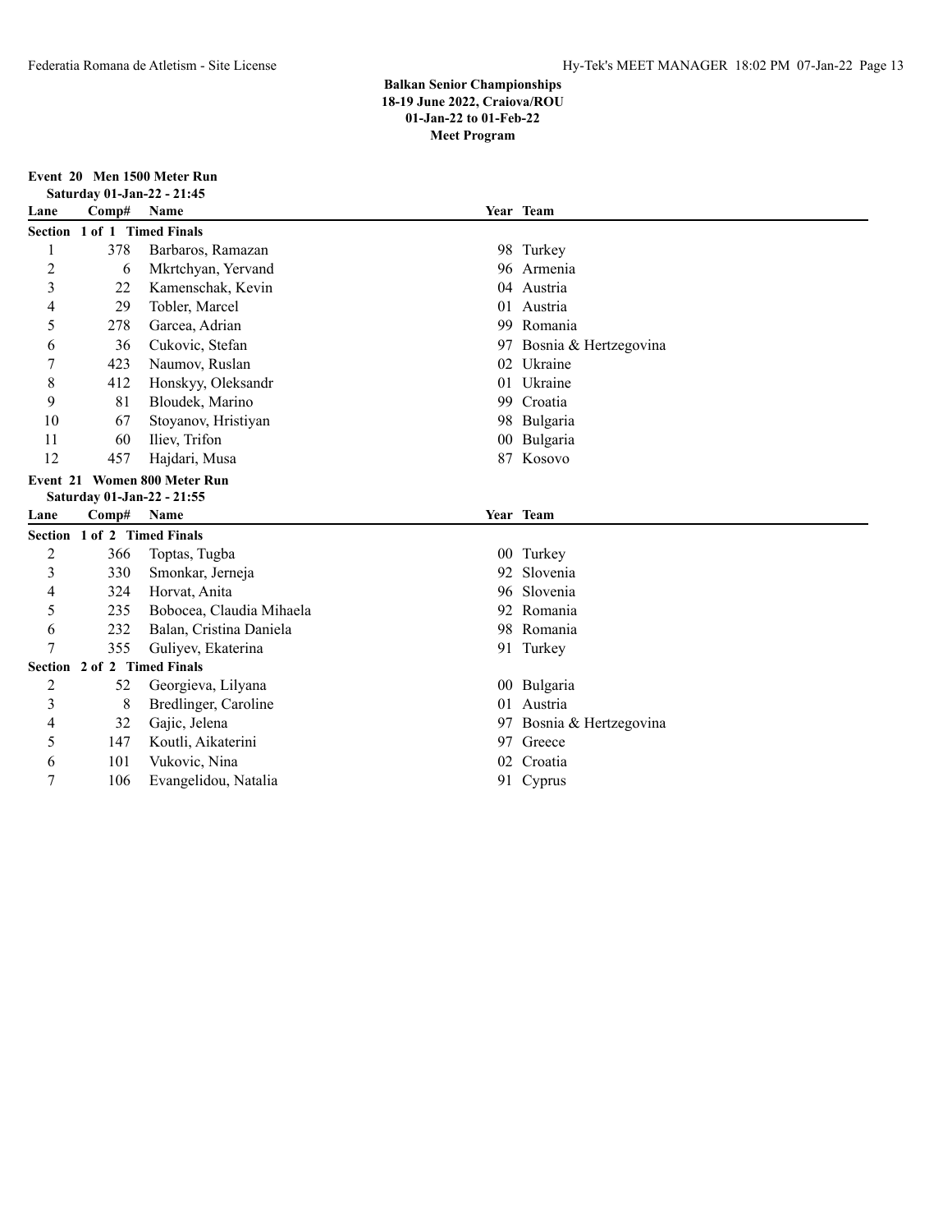**Balkan Senior Championships**
**18-19 June 2022, Craiova/ROU**
**01-Jan-22 to 01-Feb-22**
**Meet Program**

### Event 20 Men 1500 Meter Run

**Saturday 01-Jan-22 - 21:45**

| Lane | Comp# | Name | Year | Team |
|---|---|---|---|---|
| **Section 1 of 1 Timed Finals** | | | | |
| 1 | 378 | Barbaros, Ramazan | 98 | Turkey |
| 2 | 6 | Mkrtchyan, Yervand | 96 | Armenia |
| 3 | 22 | Kamenschak, Kevin | 04 | Austria |
| 4 | 29 | Tobler, Marcel | 01 | Austria |
| 5 | 278 | Garcea, Adrian | 99 | Romania |
| 6 | 36 | Cukovic, Stefan | 97 | Bosnia & Hertzegovina |
| 7 | 423 | Naumov, Ruslan | 02 | Ukraine |
| 8 | 412 | Honskyy, Oleksandr | 01 | Ukraine |
| 9 | 81 | Bloudek, Marino | 99 | Croatia |
| 10 | 67 | Stoyanov, Hristiyan | 98 | Bulgaria |
| 11 | 60 | Iliev, Trifon | 00 | Bulgaria |
| 12 | 457 | Hajdari, Musa | 87 | Kosovo |

### Event 21 Women 800 Meter Run

**Saturday 01-Jan-22 - 21:55**

| Lane | Comp# | Name | Year | Team |
|---|---|---|---|---|
| **Section 1 of 2 Timed Finals** | | | | |
| 2 | 366 | Toptas, Tugba | 00 | Turkey |
| 3 | 330 | Smonkar, Jerneja | 92 | Slovenia |
| 4 | 324 | Horvat, Anita | 96 | Slovenia |
| 5 | 235 | Bobocea, Claudia Mihaela | 92 | Romania |
| 6 | 232 | Balan, Cristina Daniela | 98 | Romania |
| 7 | 355 | Guliyev, Ekaterina | 91 | Turkey |
| **Section 2 of 2 Timed Finals** | | | | |
| 2 | 52 | Georgieva, Lilyana | 00 | Bulgaria |
| 3 | 8 | Bredlinger, Caroline | 01 | Austria |
| 4 | 32 | Gajic, Jelena | 97 | Bosnia & Hertzegovina |
| 5 | 147 | Koutli, Aikaterini | 97 | Greece |
| 6 | 101 | Vukovic, Nina | 02 | Croatia |
| 7 | 106 | Evangelidou, Natalia | 91 | Cyprus |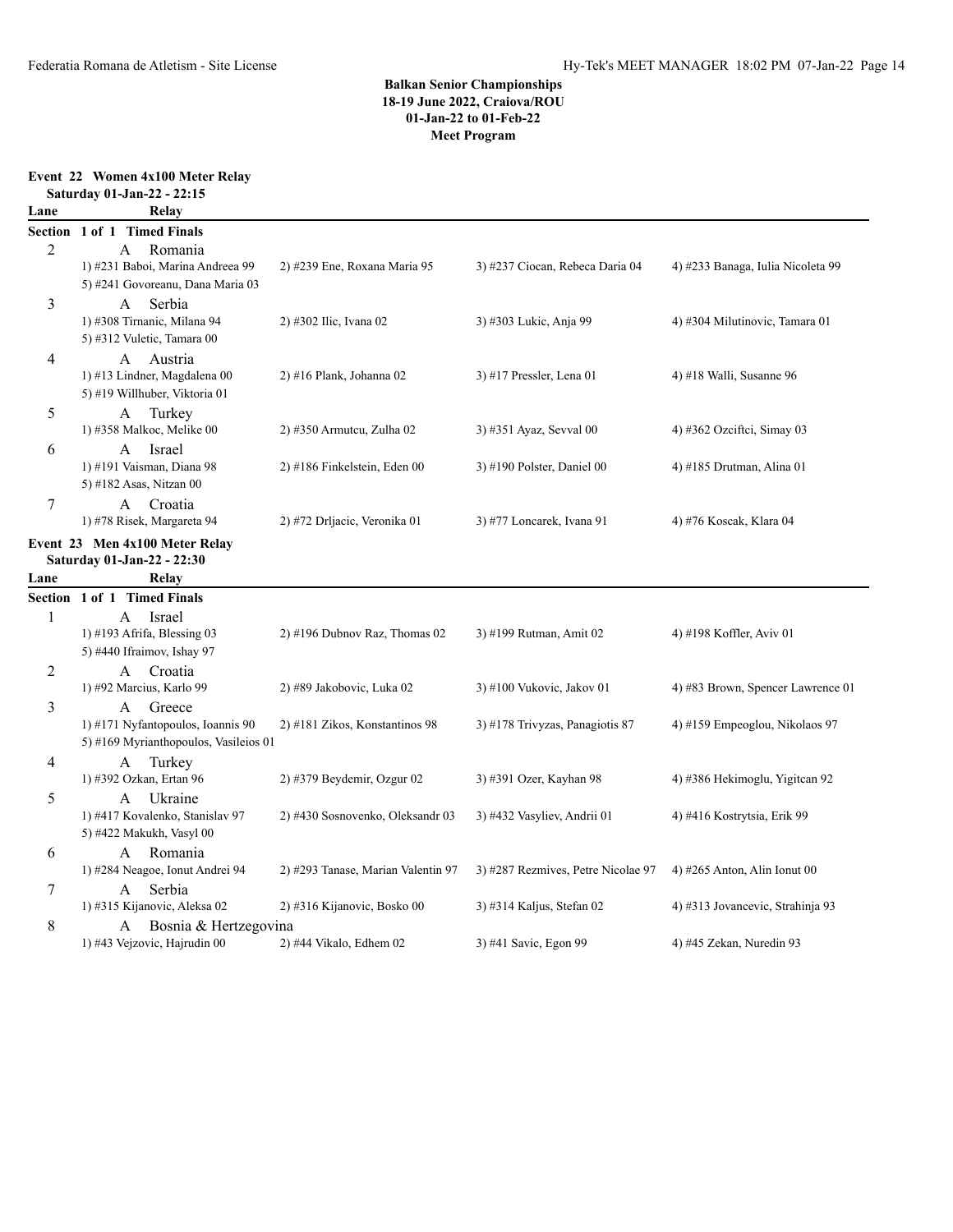## Balkan Senior Championships
## 18-19 June 2022, Craiova/ROU
## 01-Jan-22 to 01-Feb-22
## Meet Program

### Event 22 Women 4x100 Meter Relay

**Saturday 01-Jan-22 - 22:15**

**Section 1 of 1 Timed Finals**

| Lane | Relay | | | |
|---|---|---|---|---|
| 2 | A Romania | | | |
| | 1) #231 Baboi, Marina Andreea 99 | 2) #239 Ene, Roxana Maria 95 | 3) #237 Ciocan, Rebeca Daria 04 | 4) #233 Banaga, Iulia Nicoleta 99 |
| | 5) #241 Govoreanu, Dana Maria 03 | | | |
| 3 | A Serbia | | | |
| | 1) #308 Tirnanic, Milana 94 | 2) #302 Ilic, Ivana 02 | 3) #303 Lukic, Anja 99 | 4) #304 Milutinovic, Tamara 01 |
| | 5) #312 Vuletic, Tamara 00 | | | |
| 4 | A Austria | | | |
| | 1) #13 Lindner, Magdalena 00 | 2) #16 Plank, Johanna 02 | 3) #17 Pressler, Lena 01 | 4) #18 Walli, Susanne 96 |
| | 5) #19 Willhuber, Viktoria 01 | | | |
| 5 | A Turkey | | | |
| | 1) #358 Malkoc, Melike 00 | 2) #350 Armutcu, Zulha 02 | 3) #351 Ayaz, Sevval 00 | 4) #362 Ozciftci, Simay 03 |
| 6 | A Israel | | | |
| | 1) #191 Vaisman, Diana 98 | 2) #186 Finkelstein, Eden 00 | 3) #190 Polster, Daniel 00 | 4) #185 Drutman, Alina 01 |
| | 5) #182 Asas, Nitzan 00 | | | |
| 7 | A Croatia | | | |
| | 1) #78 Risek, Margareta 94 | 2) #72 Drljacic, Veronika 01 | 3) #77 Loncarek, Ivana 91 | 4) #76 Koscak, Klara 04 |

### Event 23 Men 4x100 Meter Relay

**Saturday 01-Jan-22 - 22:30**

**Section 1 of 1 Timed Finals**

| Lane | Relay | | | |
|---|---|---|---|---|
| 1 | A Israel | | | |
| | 1) #193 Afrifa, Blessing 03 | 2) #196 Dubnov Raz, Thomas 02 | 3) #199 Rutman, Amit 02 | 4) #198 Koffler, Aviv 01 |
| | 5) #440 Ifraimov, Ishay 97 | | | |
| 2 | A Croatia | | | |
| | 1) #92 Marcius, Karlo 99 | 2) #89 Jakobovic, Luka 02 | 3) #100 Vukovic, Jakov 01 | 4) #83 Brown, Spencer Lawrence 01 |
| 3 | A Greece | | | |
| | 1) #171 Nyfantopoulos, Ioannis 90 | 2) #181 Zikos, Konstantinos 98 | 3) #178 Trivyzas, Panagiotis 87 | 4) #159 Empeoglou, Nikolaos 97 |
| | 5) #169 Myrianthopoulos, Vasileios 01 | | | |
| 4 | A Turkey | | | |
| | 1) #392 Ozkan, Ertan 96 | 2) #379 Beydemir, Ozgur 02 | 3) #391 Ozer, Kayhan 98 | 4) #386 Hekimoglu, Yigitcan 92 |
| 5 | A Ukraine | | | |
| | 1) #417 Kovalenko, Stanislav 97 | 2) #430 Sosnovenko, Oleksandr 03 | 3) #432 Vasyliev, Andrii 01 | 4) #416 Kostrytsia, Erik 99 |
| | 5) #422 Makukh, Vasyl 00 | | | |
| 6 | A Romania | | | |
| | 1) #284 Neagoe, Ionut Andrei 94 | 2) #293 Tanase, Marian Valentin 97 | 3) #287 Rezmives, Petre Nicolae 97 | 4) #265 Anton, Alin Ionut 00 |
| 7 | A Serbia | | | |
| | 1) #315 Kijanovic, Aleksa 02 | 2) #316 Kijanovic, Bosko 00 | 3) #314 Kaljus, Stefan 02 | 4) #313 Jovancevic, Strahinja 93 |
| 8 | A Bosnia & Hertzegovina | | | |
| | 1) #43 Vejzovic, Hajrudin 00 | 2) #44 Vikalo, Edhem 02 | 3) #41 Savic, Egon 99 | 4) #45 Zekan, Nuredin 93 |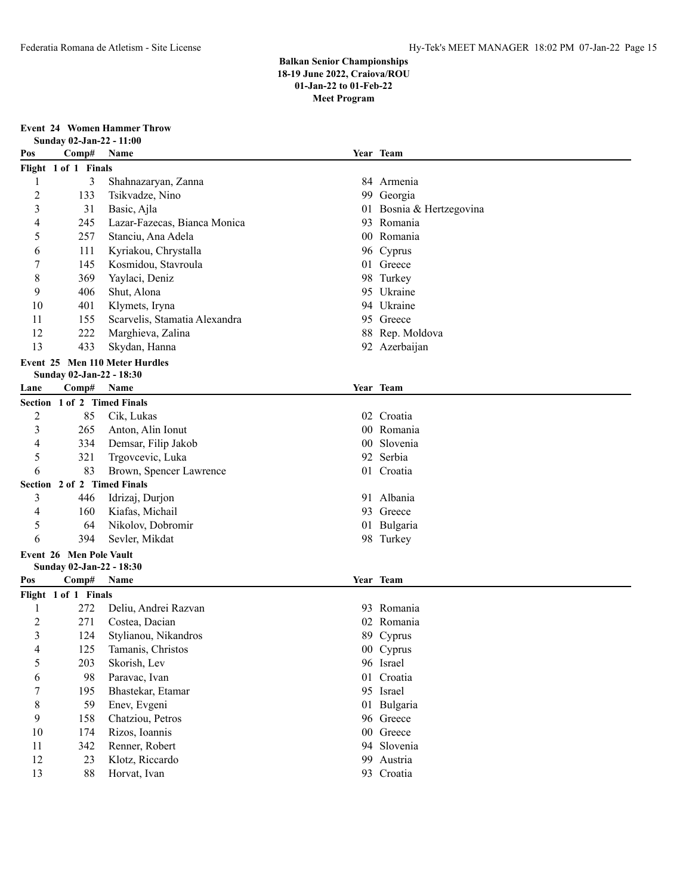**Balkan Senior Championships**
**18-19 June 2022, Craiova/ROU**
**01-Jan-22 to 01-Feb-22**
**Meet Program**

### Event 24 Women Hammer Throw

**Sunday 02-Jan-22 - 11:00**

| Pos | Comp# | Name | Year | Team |
|---|---|---|---|---|
| **Flight 1 of 1 Finals** | | | | |
| 1 | 3 | Shahnazaryan, Zanna | 84 | Armenia |
| 2 | 133 | Tsikvadze, Nino | 99 | Georgia |
| 3 | 31 | Basic, Ajla | 01 | Bosnia & Hertzegovina |
| 4 | 245 | Lazar-Fazecas, Bianca Monica | 93 | Romania |
| 5 | 257 | Stanciu, Ana Adela | 00 | Romania |
| 6 | 111 | Kyriakou, Chrystalla | 96 | Cyprus |
| 7 | 145 | Kosmidou, Stavroula | 01 | Greece |
| 8 | 369 | Yaylaci, Deniz | 98 | Turkey |
| 9 | 406 | Shut, Alona | 95 | Ukraine |
| 10 | 401 | Klymets, Iryna | 94 | Ukraine |
| 11 | 155 | Scarvelis, Stamatia Alexandra | 95 | Greece |
| 12 | 222 | Marghieva, Zalina | 88 | Rep. Moldova |
| 13 | 433 | Skydan, Hanna | 92 | Azerbaijan |

### Event 25 Men 110 Meter Hurdles

**Sunday 02-Jan-22 - 18:30**

| Lane | Comp# | Name | Year | Team |
|---|---|---|---|---|
| **Section 1 of 2 Timed Finals** | | | | |
| 2 | 85 | Cik, Lukas | 02 | Croatia |
| 3 | 265 | Anton, Alin Ionut | 00 | Romania |
| 4 | 334 | Demsar, Filip Jakob | 00 | Slovenia |
| 5 | 321 | Trgovcevic, Luka | 92 | Serbia |
| 6 | 83 | Brown, Spencer Lawrence | 01 | Croatia |
| **Section 2 of 2 Timed Finals** | | | | |
| 3 | 446 | Idrizaj, Durjon | 91 | Albania |
| 4 | 160 | Kiafas, Michail | 93 | Greece |
| 5 | 64 | Nikolov, Dobromir | 01 | Bulgaria |
| 6 | 394 | Sevler, Mikdat | 98 | Turkey |

### Event 26 Men Pole Vault

**Sunday 02-Jan-22 - 18:30**

| Pos | Comp# | Name | Year | Team |
|---|---|---|---|---|
| **Flight 1 of 1 Finals** | | | | |
| 1 | 272 | Deliu, Andrei Razvan | 93 | Romania |
| 2 | 271 | Costea, Dacian | 02 | Romania |
| 3 | 124 | Stylianou, Nikandros | 89 | Cyprus |
| 4 | 125 | Tamanis, Christos | 00 | Cyprus |
| 5 | 203 | Skorish, Lev | 96 | Israel |
| 6 | 98 | Paravac, Ivan | 01 | Croatia |
| 7 | 195 | Bhastekar, Etamar | 95 | Israel |
| 8 | 59 | Enev, Evgeni | 01 | Bulgaria |
| 9 | 158 | Chatziou, Petros | 96 | Greece |
| 10 | 174 | Rizos, Ioannis | 00 | Greece |
| 11 | 342 | Renner, Robert | 94 | Slovenia |
| 12 | 23 | Klotz, Riccardo | 99 | Austria |
| 13 | 88 | Horvat, Ivan | 93 | Croatia |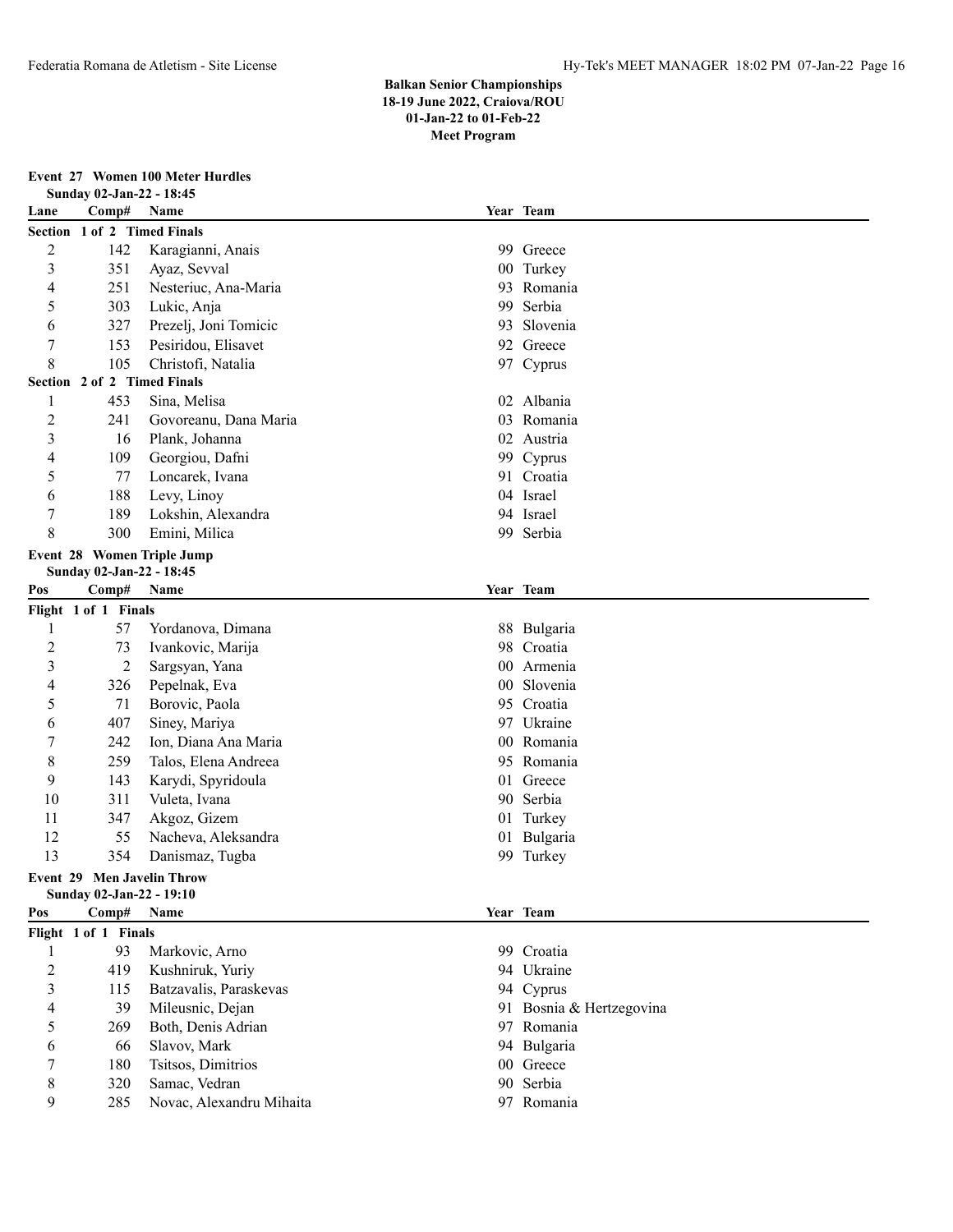**Balkan Senior Championships**
**18-19 June 2022, Craiova/ROU**
**01-Jan-22 to 01-Feb-22**
**Meet Program**

### Event 27 Women 100 Meter Hurdles

Sunday 02-Jan-22 - 18:45

| Lane | Comp# | Name | Year | Team |
|---|---|---|---|---|
| **Section 1 of 2 Timed Finals** | | | | |
| 2 | 142 | Karagianni, Anais | 99 | Greece |
| 3 | 351 | Ayaz, Sevval | 00 | Turkey |
| 4 | 251 | Nesteriuc, Ana-Maria | 93 | Romania |
| 5 | 303 | Lukic, Anja | 99 | Serbia |
| 6 | 327 | Prezelj, Joni Tomicic | 93 | Slovenia |
| 7 | 153 | Pesiridou, Elisavet | 92 | Greece |
| 8 | 105 | Christofi, Natalia | 97 | Cyprus |
| **Section 2 of 2 Timed Finals** | | | | |
| 1 | 453 | Sina, Melisa | 02 | Albania |
| 2 | 241 | Govoreanu, Dana Maria | 03 | Romania |
| 3 | 16 | Plank, Johanna | 02 | Austria |
| 4 | 109 | Georgiou, Dafni | 99 | Cyprus |
| 5 | 77 | Loncarek, Ivana | 91 | Croatia |
| 6 | 188 | Levy, Linoy | 04 | Israel |
| 7 | 189 | Lokshin, Alexandra | 94 | Israel |
| 8 | 300 | Emini, Milica | 99 | Serbia |

### Event 28 Women Triple Jump

Sunday 02-Jan-22 - 18:45

| Pos | Comp# | Name | Year | Team |
|---|---|---|---|---|
| **Flight 1 of 1 Finals** | | | | |
| 1 | 57 | Yordanova, Dimana | 88 | Bulgaria |
| 2 | 73 | Ivankovic, Marija | 98 | Croatia |
| 3 | 2 | Sargsyan, Yana | 00 | Armenia |
| 4 | 326 | Pepelnak, Eva | 00 | Slovenia |
| 5 | 71 | Borovic, Paola | 95 | Croatia |
| 6 | 407 | Siney, Mariya | 97 | Ukraine |
| 7 | 242 | Ion, Diana Ana Maria | 00 | Romania |
| 8 | 259 | Talos, Elena Andreea | 95 | Romania |
| 9 | 143 | Karydi, Spyridoula | 01 | Greece |
| 10 | 311 | Vuleta, Ivana | 90 | Serbia |
| 11 | 347 | Akgoz, Gizem | 01 | Turkey |
| 12 | 55 | Nacheva, Aleksandra | 01 | Bulgaria |
| 13 | 354 | Danismaz, Tugba | 99 | Turkey |

### Event 29 Men Javelin Throw

Sunday 02-Jan-22 - 19:10

| Pos | Comp# | Name | Year | Team |
|---|---|---|---|---|
| **Flight 1 of 1 Finals** | | | | |
| 1 | 93 | Markovic, Arno | 99 | Croatia |
| 2 | 419 | Kushniruk, Yuriy | 94 | Ukraine |
| 3 | 115 | Batzavalis, Paraskevas | 94 | Cyprus |
| 4 | 39 | Mileusnic, Dejan | 91 | Bosnia & Hertzegovina |
| 5 | 269 | Both, Denis Adrian | 97 | Romania |
| 6 | 66 | Slavov, Mark | 94 | Bulgaria |
| 7 | 180 | Tsitsos, Dimitrios | 00 | Greece |
| 8 | 320 | Samac, Vedran | 90 | Serbia |
| 9 | 285 | Novac, Alexandru Mihaita | 97 | Romania |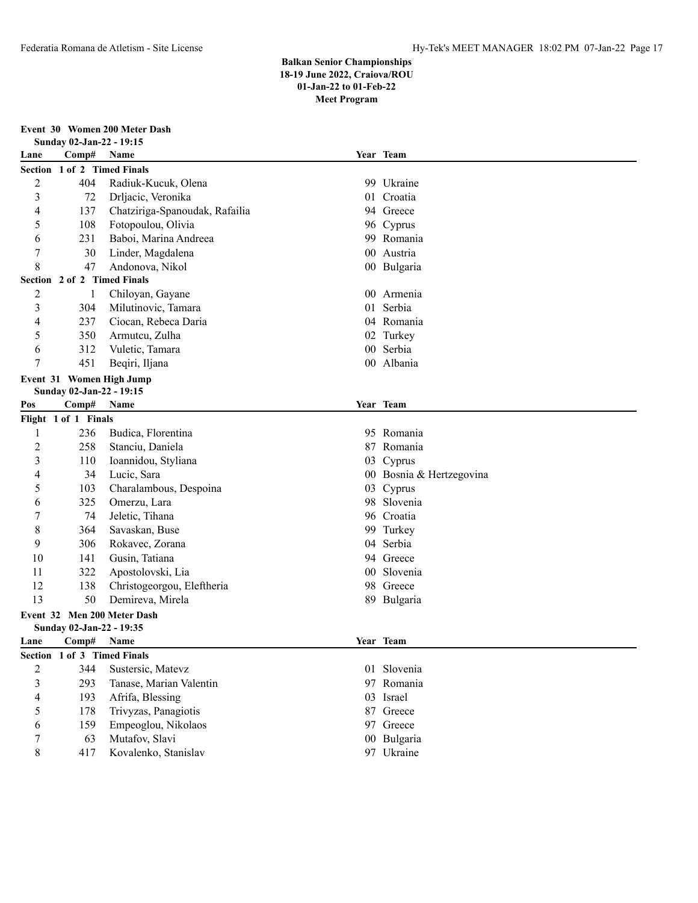## Balkan Senior Championships
**18-19 June 2022, Craiova/ROU**
**01-Jan-22 to 01-Feb-22**
**Meet Program**

### Event 30 Women 200 Meter Dash
**Sunday 02-Jan-22 - 19:15**

| Lane | Comp# | Name | Year | Team |
|---|---|---|---|---|
| **Section 1 of 2 Timed Finals** | | | | |
| 2 | 404 | Radiuk-Kucuk, Olena | 99 | Ukraine |
| 3 | 72 | Drljacic, Veronika | 01 | Croatia |
| 4 | 137 | Chatziriga-Spanoudak, Rafailia | 94 | Greece |
| 5 | 108 | Fotopoulou, Olivia | 96 | Cyprus |
| 6 | 231 | Baboi, Marina Andreea | 99 | Romania |
| 7 | 30 | Linder, Magdalena | 00 | Austria |
| 8 | 47 | Andonova, Nikol | 00 | Bulgaria |
| **Section 2 of 2 Timed Finals** | | | | |
| 2 | 1 | Chiloyan, Gayane | 00 | Armenia |
| 3 | 304 | Milutinovic, Tamara | 01 | Serbia |
| 4 | 237 | Ciocan, Rebeca Daria | 04 | Romania |
| 5 | 350 | Armutcu, Zulha | 02 | Turkey |
| 6 | 312 | Vuletic, Tamara | 00 | Serbia |
| 7 | 451 | Beqiri, Iljana | 00 | Albania |

### Event 31 Women High Jump
**Sunday 02-Jan-22 - 19:15**

| Pos | Comp# | Name | Year | Team |
|---|---|---|---|---|
| **Flight 1 of 1 Finals** | | | | |
| 1 | 236 | Budica, Florentina | 95 | Romania |
| 2 | 258 | Stanciu, Daniela | 87 | Romania |
| 3 | 110 | Ioannidou, Styliana | 03 | Cyprus |
| 4 | 34 | Lucic, Sara | 00 | Bosnia & Hertzegovina |
| 5 | 103 | Charalambous, Despoina | 03 | Cyprus |
| 6 | 325 | Omerzu, Lara | 98 | Slovenia |
| 7 | 74 | Jeletic, Tihana | 96 | Croatia |
| 8 | 364 | Savaskan, Buse | 99 | Turkey |
| 9 | 306 | Rokavec, Zorana | 04 | Serbia |
| 10 | 141 | Gusin, Tatiana | 94 | Greece |
| 11 | 322 | Apostolovski, Lia | 00 | Slovenia |
| 12 | 138 | Christogeorgou, Eleftheria | 98 | Greece |
| 13 | 50 | Demireva, Mirela | 89 | Bulgaria |

### Event 32 Men 200 Meter Dash
**Sunday 02-Jan-22 - 19:35**

| Lane | Comp# | Name | Year | Team |
|---|---|---|---|---|
| **Section 1 of 3 Timed Finals** | | | | |
| 2 | 344 | Sustersic, Matevz | 01 | Slovenia |
| 3 | 293 | Tanase, Marian Valentin | 97 | Romania |
| 4 | 193 | Afrifa, Blessing | 03 | Israel |
| 5 | 178 | Trivyzas, Panagiotis | 87 | Greece |
| 6 | 159 | Empeoglou, Nikolaos | 97 | Greece |
| 7 | 63 | Mutafov, Slavi | 00 | Bulgaria |
| 8 | 417 | Kovalenko, Stanislav | 97 | Ukraine |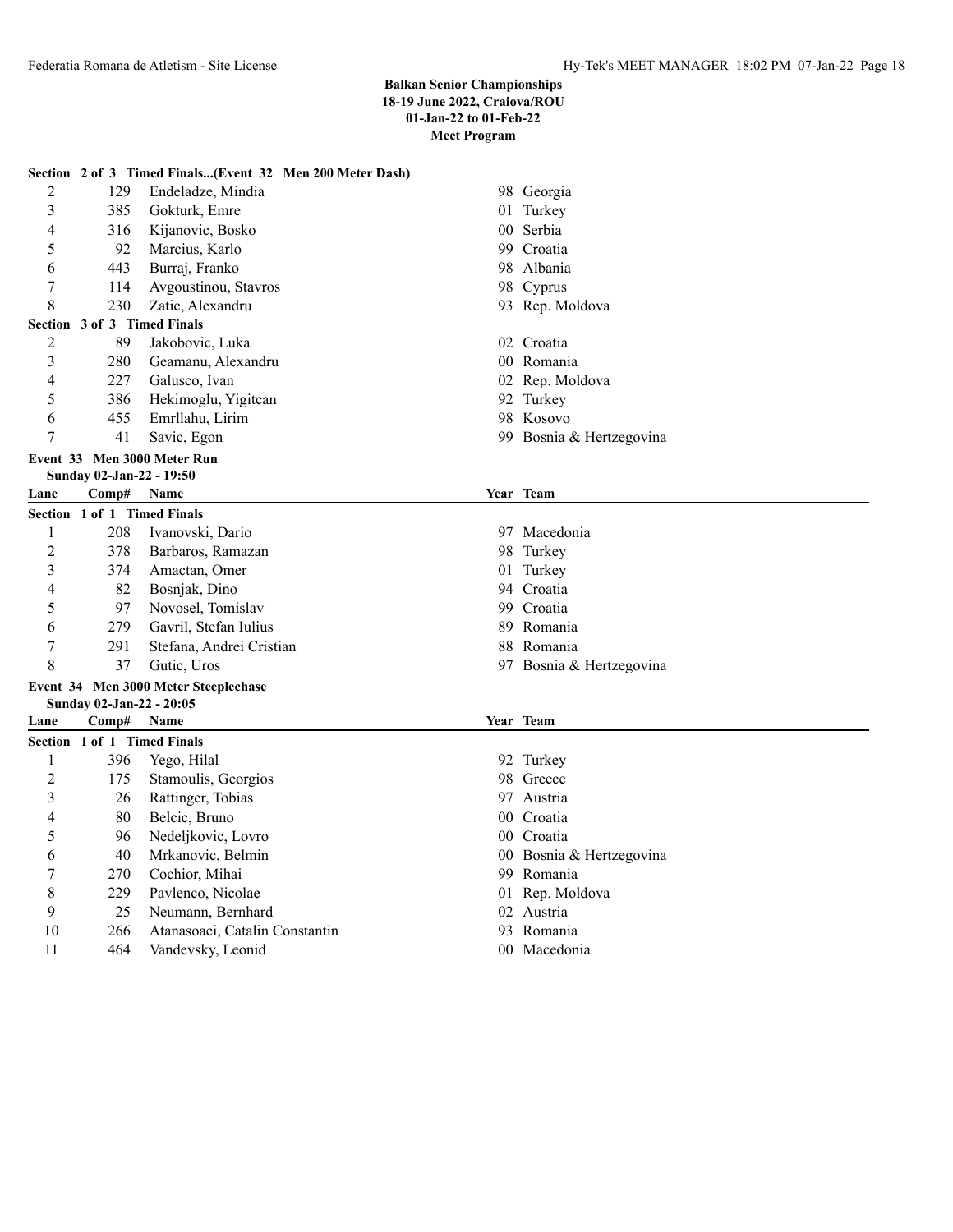**Balkan Senior Championships**
**18-19 June 2022, Craiova/ROU**
**01-Jan-22 to 01-Feb-22**
**Meet Program**

**Section 2 of 3 Timed Finals...(Event 32 Men 200 Meter Dash)**

| Lane | Comp# | Name | Year | Team |
|---|---|---|---|---|
| 2 | 129 | Endeladze, Mindia | 98 | Georgia |
| 3 | 385 | Gokturk, Emre | 01 | Turkey |
| 4 | 316 | Kijanovic, Bosko | 00 | Serbia |
| 5 | 92 | Marcius, Karlo | 99 | Croatia |
| 6 | 443 | Burraj, Franko | 98 | Albania |
| 7 | 114 | Avgoustinou, Stavros | 98 | Cyprus |
| 8 | 230 | Zatic, Alexandru | 93 | Rep. Moldova |

**Section 3 of 3 Timed Finals**

| Lane | Comp# | Name | Year | Team |
|---|---|---|---|---|
| 2 | 89 | Jakobovic, Luka | 02 | Croatia |
| 3 | 280 | Geamanu, Alexandru | 00 | Romania |
| 4 | 227 | Galusco, Ivan | 02 | Rep. Moldova |
| 5 | 386 | Hekimoglu, Yigitcan | 92 | Turkey |
| 6 | 455 | Emrllahu, Lirim | 98 | Kosovo |
| 7 | 41 | Savic, Egon | 99 | Bosnia & Hertzegovina |

**Event 33 Men 3000 Meter Run**
**Sunday 02-Jan-22 - 19:50**

**Section 1 of 1 Timed Finals**

| Lane | Comp# | Name | Year | Team |
|---|---|---|---|---|
| 1 | 208 | Ivanovski, Dario | 97 | Macedonia |
| 2 | 378 | Barbaros, Ramazan | 98 | Turkey |
| 3 | 374 | Amactan, Omer | 01 | Turkey |
| 4 | 82 | Bosnjak, Dino | 94 | Croatia |
| 5 | 97 | Novosel, Tomislav | 99 | Croatia |
| 6 | 279 | Gavril, Stefan Iulius | 89 | Romania |
| 7 | 291 | Stefana, Andrei Cristian | 88 | Romania |
| 8 | 37 | Gutic, Uros | 97 | Bosnia & Hertzegovina |

**Event 34 Men 3000 Meter Steeplechase**
**Sunday 02-Jan-22 - 20:05**

**Section 1 of 1 Timed Finals**

| Lane | Comp# | Name | Year | Team |
|---|---|---|---|---|
| 1 | 396 | Yego, Hilal | 92 | Turkey |
| 2 | 175 | Stamoulis, Georgios | 98 | Greece |
| 3 | 26 | Rattinger, Tobias | 97 | Austria |
| 4 | 80 | Belcic, Bruno | 00 | Croatia |
| 5 | 96 | Nedeljkovic, Lovro | 00 | Croatia |
| 6 | 40 | Mrkanovic, Belmin | 00 | Bosnia & Hertzegovina |
| 7 | 270 | Cochior, Mihai | 99 | Romania |
| 8 | 229 | Pavlenco, Nicolae | 01 | Rep. Moldova |
| 9 | 25 | Neumann, Bernhard | 02 | Austria |
| 10 | 266 | Atanasoaei, Catalin Constantin | 93 | Romania |
| 11 | 464 | Vandevsky, Leonid | 00 | Macedonia |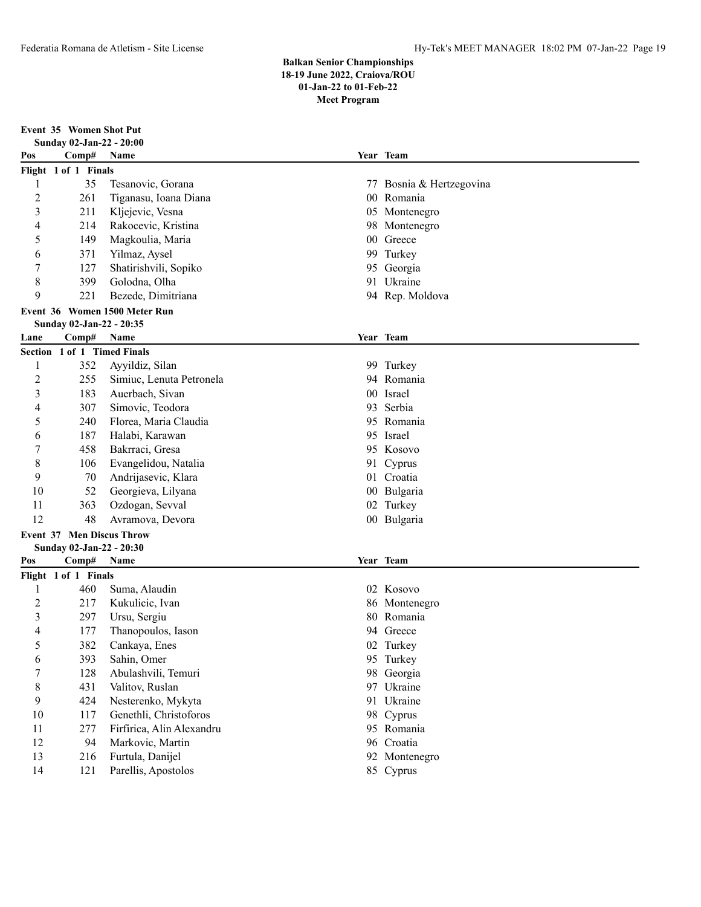**Balkan Senior Championships**
**18-19 June 2022, Craiova/ROU**
**01-Jan-22 to 01-Feb-22**
**Meet Program**

### Event 35 Women Shot Put

Sunday 02-Jan-22 - 20:00

| Pos | Comp# | Name | Year | Team |
|---|---|---|---|---|
| **Flight 1 of 1 Finals** | | | | |
| 1 | 35 | Tesanovic, Gorana | 77 | Bosnia & Hertzegovina |
| 2 | 261 | Tiganasu, Ioana Diana | 00 | Romania |
| 3 | 211 | Kljejevic, Vesna | 05 | Montenegro |
| 4 | 214 | Rakocevic, Kristina | 98 | Montenegro |
| 5 | 149 | Magkoulia, Maria | 00 | Greece |
| 6 | 371 | Yilmaz, Aysel | 99 | Turkey |
| 7 | 127 | Shatirishvili, Sopiko | 95 | Georgia |
| 8 | 399 | Golodna, Olha | 91 | Ukraine |
| 9 | 221 | Bezede, Dimitriana | 94 | Rep. Moldova |

### Event 36 Women 1500 Meter Run

Sunday 02-Jan-22 - 20:35

| Lane | Comp# | Name | Year | Team |
|---|---|---|---|---|
| **Section 1 of 1 Timed Finals** | | | | |
| 1 | 352 | Ayyildiz, Silan | 99 | Turkey |
| 2 | 255 | Simiuc, Lenuta Petronela | 94 | Romania |
| 3 | 183 | Auerbach, Sivan | 00 | Israel |
| 4 | 307 | Simovic, Teodora | 93 | Serbia |
| 5 | 240 | Florea, Maria Claudia | 95 | Romania |
| 6 | 187 | Halabi, Karawan | 95 | Israel |
| 7 | 458 | Bakrraci, Gresa | 95 | Kosovo |
| 8 | 106 | Evangelidou, Natalia | 91 | Cyprus |
| 9 | 70 | Andrijasevic, Klara | 01 | Croatia |
| 10 | 52 | Georgieva, Lilyana | 00 | Bulgaria |
| 11 | 363 | Ozdogan, Sevval | 02 | Turkey |
| 12 | 48 | Avramova, Devora | 00 | Bulgaria |

### Event 37 Men Discus Throw

Sunday 02-Jan-22 - 20:30

| Pos | Comp# | Name | Year | Team |
|---|---|---|---|---|
| **Flight 1 of 1 Finals** | | | | |
| 1 | 460 | Suma, Alaudin | 02 | Kosovo |
| 2 | 217 | Kukulicic, Ivan | 86 | Montenegro |
| 3 | 297 | Ursu, Sergiu | 80 | Romania |
| 4 | 177 | Thanopoulos, Iason | 94 | Greece |
| 5 | 382 | Cankaya, Enes | 02 | Turkey |
| 6 | 393 | Sahin, Omer | 95 | Turkey |
| 7 | 128 | Abulashvili, Temuri | 98 | Georgia |
| 8 | 431 | Valitov, Ruslan | 97 | Ukraine |
| 9 | 424 | Nesterenko, Mykyta | 91 | Ukraine |
| 10 | 117 | Genethli, Christoforos | 98 | Cyprus |
| 11 | 277 | Firfirica, Alin Alexandru | 95 | Romania |
| 12 | 94 | Markovic, Martin | 96 | Croatia |
| 13 | 216 | Furtula, Danijel | 92 | Montenegro |
| 14 | 121 | Parellis, Apostolos | 85 | Cyprus |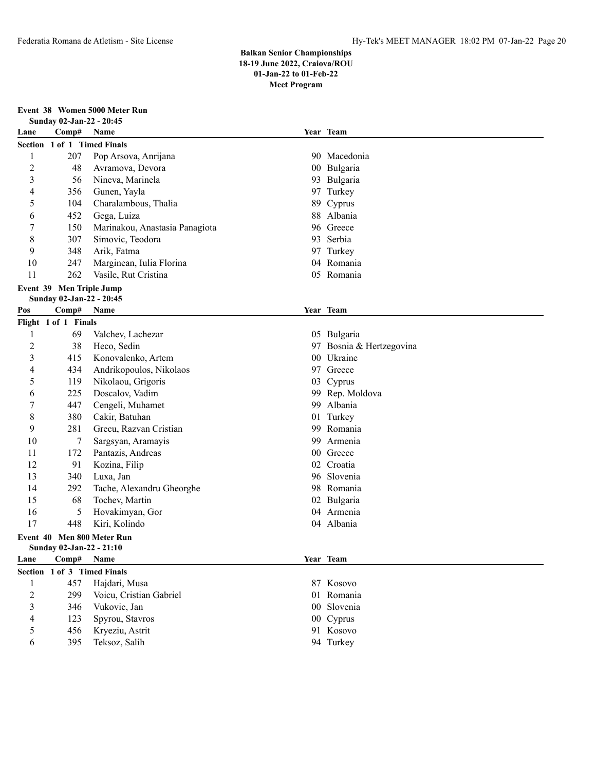**Balkan Senior Championships**
**18-19 June 2022, Craiova/ROU**
**01-Jan-22 to 01-Feb-22**
**Meet Program**

### Event 38 Women 5000 Meter Run

**Sunday 02-Jan-22 - 20:45**

**Section 1 of 1 Timed Finals**

| Lane | Comp# | Name | Year | Team |
|---|---|---|---|---|
| 1 | 207 | Pop Arsova, Anrijana | 90 | Macedonia |
| 2 | 48 | Avramova, Devora | 00 | Bulgaria |
| 3 | 56 | Nineva, Marinela | 93 | Bulgaria |
| 4 | 356 | Gunen, Yayla | 97 | Turkey |
| 5 | 104 | Charalambous, Thalia | 89 | Cyprus |
| 6 | 452 | Gega, Luiza | 88 | Albania |
| 7 | 150 | Marinakou, Anastasia Panagiota | 96 | Greece |
| 8 | 307 | Simovic, Teodora | 93 | Serbia |
| 9 | 348 | Arik, Fatma | 97 | Turkey |
| 10 | 247 | Marginean, Iulia Florina | 04 | Romania |
| 11 | 262 | Vasile, Rut Cristina | 05 | Romania |

### Event 39 Men Triple Jump

**Sunday 02-Jan-22 - 20:45**

**Flight 1 of 1 Finals**

| Pos | Comp# | Name | Year | Team |
|---|---|---|---|---|
| 1 | 69 | Valchev, Lachezar | 05 | Bulgaria |
| 2 | 38 | Heco, Sedin | 97 | Bosnia & Hertzegovina |
| 3 | 415 | Konovalenko, Artem | 00 | Ukraine |
| 4 | 434 | Andrikopoulos, Nikolaos | 97 | Greece |
| 5 | 119 | Nikolaou, Grigoris | 03 | Cyprus |
| 6 | 225 | Doscalov, Vadim | 99 | Rep. Moldova |
| 7 | 447 | Cengeli, Muhamet | 99 | Albania |
| 8 | 380 | Cakir, Batuhan | 01 | Turkey |
| 9 | 281 | Grecu, Razvan Cristian | 99 | Romania |
| 10 | 7 | Sargsyan, Aramayis | 99 | Armenia |
| 11 | 172 | Pantazis, Andreas | 00 | Greece |
| 12 | 91 | Kozina, Filip | 02 | Croatia |
| 13 | 340 | Luxa, Jan | 96 | Slovenia |
| 14 | 292 | Tache, Alexandru Gheorghe | 98 | Romania |
| 15 | 68 | Tochev, Martin | 02 | Bulgaria |
| 16 | 5 | Hovakimyan, Gor | 04 | Armenia |
| 17 | 448 | Kiri, Kolindo | 04 | Albania |

### Event 40 Men 800 Meter Run

**Sunday 02-Jan-22 - 21:10**

**Section 1 of 3 Timed Finals**

| Lane | Comp# | Name | Year | Team |
|---|---|---|---|---|
| 1 | 457 | Hajdari, Musa | 87 | Kosovo |
| 2 | 299 | Voicu, Cristian Gabriel | 01 | Romania |
| 3 | 346 | Vukovic, Jan | 00 | Slovenia |
| 4 | 123 | Spyrou, Stavros | 00 | Cyprus |
| 5 | 456 | Kryeziu, Astrit | 91 | Kosovo |
| 6 | 395 | Teksoz, Salih | 94 | Turkey |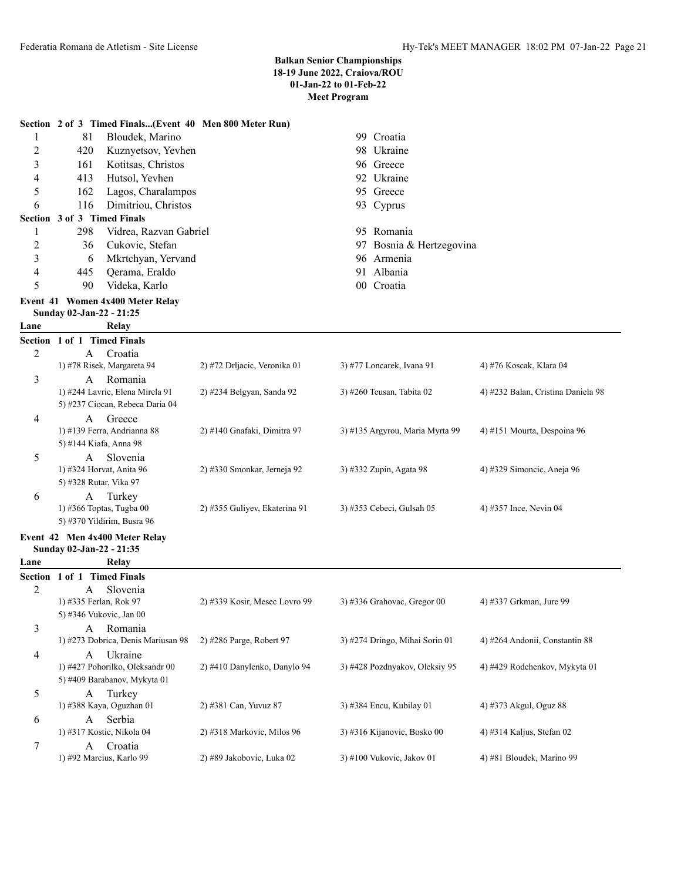**Balkan Senior Championships**
**18-19 June 2022, Craiova/ROU**
**01-Jan-22 to 01-Feb-22**
**Meet Program**

**Section 2 of 3 Timed Finals...(Event 40 Men 800 Meter Run)**

| | | | | |
|---|---|---|---|---|
| 1 | 81 | Bloudek, Marino | 99 | Croatia |
| 2 | 420 | Kuznyetsov, Yevhen | 98 | Ukraine |
| 3 | 161 | Kotitsas, Christos | 96 | Greece |
| 4 | 413 | Hutsol, Yevhen | 92 | Ukraine |
| 5 | 162 | Lagos, Charalampos | 95 | Greece |
| 6 | 116 | Dimitriou, Christos | 93 | Cyprus |

**Section 3 of 3 Timed Finals**

| | | | | |
|---|---|---|---|---|
| 1 | 298 | Vidrea, Razvan Gabriel | 95 | Romania |
| 2 | 36 | Cukovic, Stefan | 97 | Bosnia & Hertzegovina |
| 3 | 6 | Mkrtchyan, Yervand | 96 | Armenia |
| 4 | 445 | Qerama, Eraldo | 91 | Albania |
| 5 | 90 | Videka, Karlo | 00 | Croatia |

## Event 41 Women 4x400 Meter Relay

**Sunday 02-Jan-22 - 21:25**

**Lane Relay**

**Section 1 of 1 Timed Finals**

2 A Croatia
1) #78 Risek, Margareta 94 2) #72 Drljacic, Veronika 01 3) #77 Loncarek, Ivana 91 4) #76 Koscak, Klara 04

3 A Romania
1) #244 Lavric, Elena Mirela 91 2) #234 Belgyan, Sanda 92 3) #260 Teusan, Tabita 02 4) #232 Balan, Cristina Daniela 98
5) #237 Ciocan, Rebeca Daria 04

4 A Greece
1) #139 Ferra, Andrianna 88 2) #140 Gnafaki, Dimitra 97 3) #135 Argyrou, Maria Myrta 99 4) #151 Mourta, Despoina 96
5) #144 Kiafa, Anna 98

5 A Slovenia
1) #324 Horvat, Anita 96 2) #330 Smonkar, Jerneja 92 3) #332 Zupin, Agata 98 4) #329 Simoncic, Aneja 96
5) #328 Rutar, Vika 97

6 A Turkey
1) #366 Toptas, Tugba 00 2) #355 Guliyev, Ekaterina 91 3) #353 Cebeci, Gulsah 05 4) #357 Ince, Nevin 04
5) #370 Yildirim, Busra 96

## Event 42 Men 4x400 Meter Relay

**Sunday 02-Jan-22 - 21:35**

**Lane Relay**

**Section 1 of 1 Timed Finals**

2 A Slovenia
1) #335 Ferlan, Rok 97 2) #339 Kosir, Mesec Lovro 99 3) #336 Grahovac, Gregor 00 4) #337 Grkman, Jure 99
5) #346 Vukovic, Jan 00

3 A Romania
1) #273 Dobrica, Denis Mariusan 98 2) #286 Parge, Robert 97 3) #274 Dringo, Mihai Sorin 01 4) #264 Andonii, Constantin 88

4 A Ukraine
1) #427 Pohorilko, Oleksandr 00 2) #410 Danylenko, Danylo 94 3) #428 Pozdnyakov, Oleksiy 95 4) #429 Rodchenkov, Mykyta 01
5) #409 Barabanov, Mykyta 01

5 A Turkey
1) #388 Kaya, Oguzhan 01 2) #381 Can, Yuvuz 87 3) #384 Encu, Kubilay 01 4) #373 Akgul, Oguz 88

6 A Serbia
1) #317 Kostic, Nikola 04 2) #318 Markovic, Milos 96 3) #316 Kijanovic, Bosko 00 4) #314 Kaljus, Stefan 02

7 A Croatia
1) #92 Marcius, Karlo 99 2) #89 Jakobovic, Luka 02 3) #100 Vukovic, Jakov 01 4) #81 Bloudek, Marino 99